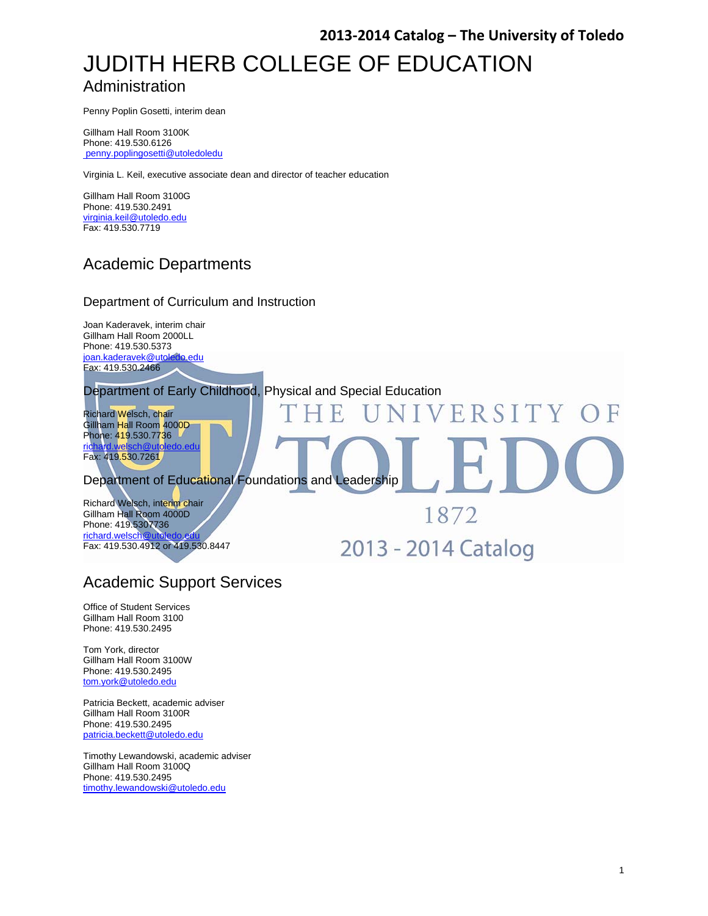# JUDITH HERB COLLEGE OF EDUCATION

## Administration

Penny Poplin Gosetti, interim dean

Gillham Hall Room 3100K
Phone: 419.530.6126
penny.poplingosetti@utoledoledu

Virginia L. Keil, executive associate dean and director of teacher education

Gillham Hall Room 3100G
Phone: 419.530.2491
virginia.keil@utoledo.edu
Fax: 419.530.7719

## Academic Departments

### Department of Curriculum and Instruction

Joan Kaderavek, interim chair
Gillham Hall Room 2000LL
Phone: 419.530.5373
joan.kaderavek@utoledo.edu
Fax: 419.530.2466

### Department of Early Childhood, Physical and Special Education

Richard Welsch, chair
Gillham Hall Room 4000D
Phone: 419.530.7736
richard.welsch@utoledo.edu
Fax: 419.530.7261

### Department of Educational Foundations and Leadership

Richard Welsch, interim chair
Gillham Hall Room 4000D
Phone: 419.5307736
richard.welsch@utoledo.edu
Fax: 419.530.4912 or 419.530.8447

## Academic Support Services

Office of Student Services
Gillham Hall Room 3100
Phone: 419.530.2495

Tom York, director
Gillham Hall Room 3100W
Phone: 419.530.2495
tom.york@utoledo.edu

Patricia Beckett, academic adviser
Gillham Hall Room 3100R
Phone: 419.530.2495
patricia.beckett@utoledo.edu

Timothy Lewandowski, academic adviser
Gillham Hall Room 3100Q
Phone: 419.530.2495
timothy.lewandowski@utoledo.edu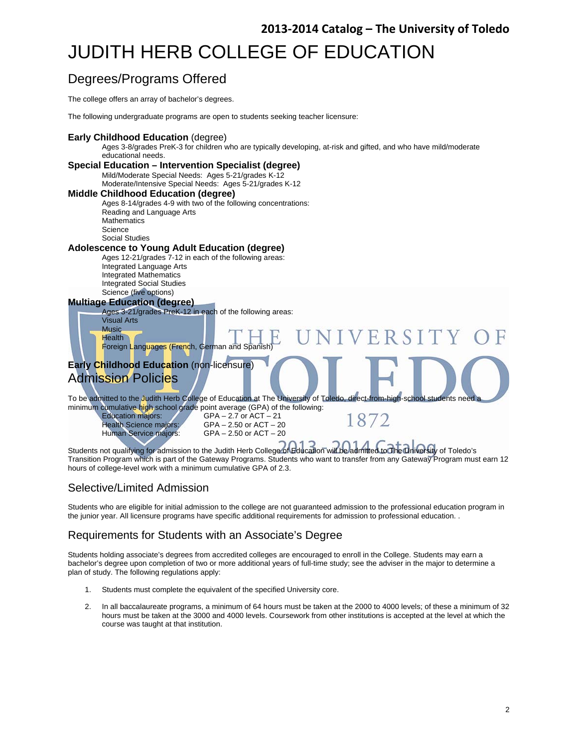# JUDITH HERB COLLEGE OF EDUCATION

## Degrees/Programs Offered

The college offers an array of bachelor's degrees.

The following undergraduate programs are open to students seeking teacher licensure:

**Early Childhood Education** (degree)

Ages 3-8/grades PreK-3 for children who are typically developing, at-risk and gifted, and who have mild/moderate educational needs.

**Special Education – Intervention Specialist (degree)**

Mild/Moderate Special Needs: Ages 5-21/grades K-12
Moderate/Intensive Special Needs: Ages 5-21/grades K-12

**Middle Childhood Education (degree)**

Ages 8-14/grades 4-9 with two of the following concentrations:
Reading and Language Arts
Mathematics
Science
Social Studies

**Adolescence to Young Adult Education (degree)**

Ages 12-21/grades 7-12 in each of the following areas:
Integrated Language Arts
Integrated Mathematics
Integrated Social Studies
Science (five options)

**Multiage Education (degree)**

Ages 3-21/grades PreK-12 in each of the following areas:
Visual Arts
Music
Health
Foreign Languages (French, German and Spanish)

**Early Childhood Education** (non-licensure)

## Admission Policies

To be admitted to the Judith Herb College of Education at The University of Toledo, direct-from-high-school students need a minimum cumulative high school grade point average (GPA) of the following:

| | |
|---|---|
| Education majors: | GPA – 2.7 or ACT – 21 |
| Health Science majors: | GPA – 2.50 or ACT – 20 |
| Human Service majors: | GPA – 2.50 or ACT – 20 |

Students not qualifying for admission to the Judith Herb College of Education will be admitted to The University of Toledo's Transition Program which is part of the Gateway Programs. Students who want to transfer from any Gateway Program must earn 12 hours of college-level work with a minimum cumulative GPA of 2.3.

## Selective/Limited Admission

Students who are eligible for initial admission to the college are not guaranteed admission to the professional education program in the junior year. All licensure programs have specific additional requirements for admission to professional education. .

## Requirements for Students with an Associate's Degree

Students holding associate's degrees from accredited colleges are encouraged to enroll in the College. Students may earn a bachelor's degree upon completion of two or more additional years of full-time study; see the adviser in the major to determine a plan of study. The following regulations apply:

1. Students must complete the equivalent of the specified University core.
2. In all baccalaureate programs, a minimum of 64 hours must be taken at the 2000 to 4000 levels; of these a minimum of 32 hours must be taken at the 3000 and 4000 levels. Coursework from other institutions is accepted at the level at which the course was taught at that institution.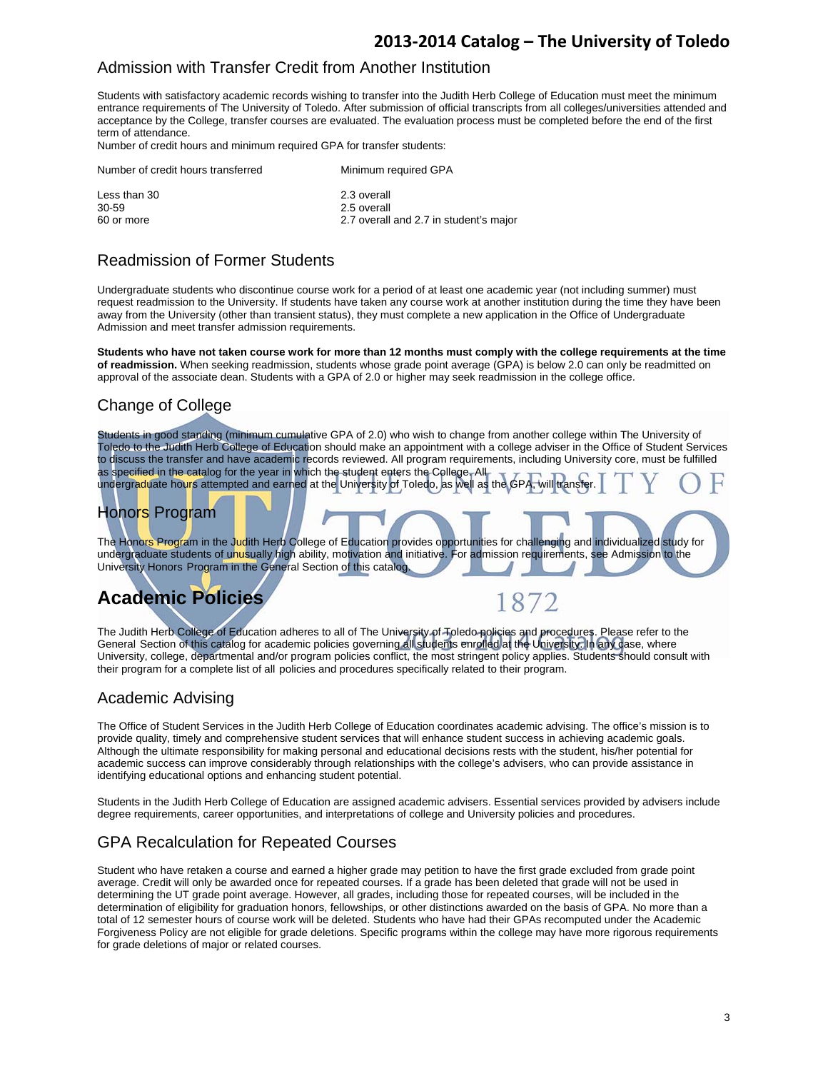## Admission with Transfer Credit from Another Institution

Students with satisfactory academic records wishing to transfer into the Judith Herb College of Education must meet the minimum entrance requirements of The University of Toledo. After submission of official transcripts from all colleges/universities attended and acceptance by the College, transfer courses are evaluated. The evaluation process must be completed before the end of the first term of attendance.
Number of credit hours and minimum required GPA for transfer students:

| Number of credit hours transferred | Minimum required GPA |
|---|---|
| Less than 30 | 2.3 overall |
| 30-59 | 2.5 overall |
| 60 or more | 2.7 overall and 2.7 in student's major |

## Readmission of Former Students

Undergraduate students who discontinue course work for a period of at least one academic year (not including summer) must request readmission to the University. If students have taken any course work at another institution during the time they have been away from the University (other than transient status), they must complete a new application in the Office of Undergraduate Admission and meet transfer admission requirements.

**Students who have not taken course work for more than 12 months must comply with the college requirements at the time of readmission.** When seeking readmission, students whose grade point average (GPA) is below 2.0 can only be readmitted on approval of the associate dean. Students with a GPA of 2.0 or higher may seek readmission in the college office.

## Change of College

Students in good standing (minimum cumulative GPA of 2.0) who wish to change from another college within The University of Toledo to the Judith Herb College of Education should make an appointment with a college adviser in the Office of Student Services to discuss the transfer and have academic records reviewed. All program requirements, including University core, must be fulfilled as specified in the catalog for the year in which the student enters the College. All undergraduate hours attempted and earned at the University of Toledo, as well as the GPA, will transfer.

## Honors Program

The Honors Program in the Judith Herb College of Education provides opportunities for challenging and individualized study for undergraduate students of unusually high ability, motivation and initiative. For admission requirements, see Admission to the University Honors Program in the General Section of this catalog.

# Academic Policies

The Judith Herb College of Education adheres to all of The University of Toledo policies and procedures. Please refer to the General Section of this catalog for academic policies governing all students enrolled at the University. In any case, where University, college, departmental and/or program policies conflict, the most stringent policy applies. Students should consult with their program for a complete list of all policies and procedures specifically related to their program.

## Academic Advising

The Office of Student Services in the Judith Herb College of Education coordinates academic advising. The office's mission is to provide quality, timely and comprehensive student services that will enhance student success in achieving academic goals. Although the ultimate responsibility for making personal and educational decisions rests with the student, his/her potential for academic success can improve considerably through relationships with the college's advisers, who can provide assistance in identifying educational options and enhancing student potential.

Students in the Judith Herb College of Education are assigned academic advisers. Essential services provided by advisers include degree requirements, career opportunities, and interpretations of college and University policies and procedures.

## GPA Recalculation for Repeated Courses

Student who have retaken a course and earned a higher grade may petition to have the first grade excluded from grade point average. Credit will only be awarded once for repeated courses. If a grade has been deleted that grade will not be used in determining the UT grade point average. However, all grades, including those for repeated courses, will be included in the determination of eligibility for graduation honors, fellowships, or other distinctions awarded on the basis of GPA. No more than a total of 12 semester hours of course work will be deleted. Students who have had their GPAs recomputed under the Academic Forgiveness Policy are not eligible for grade deletions. Specific programs within the college may have more rigorous requirements for grade deletions of major or related courses.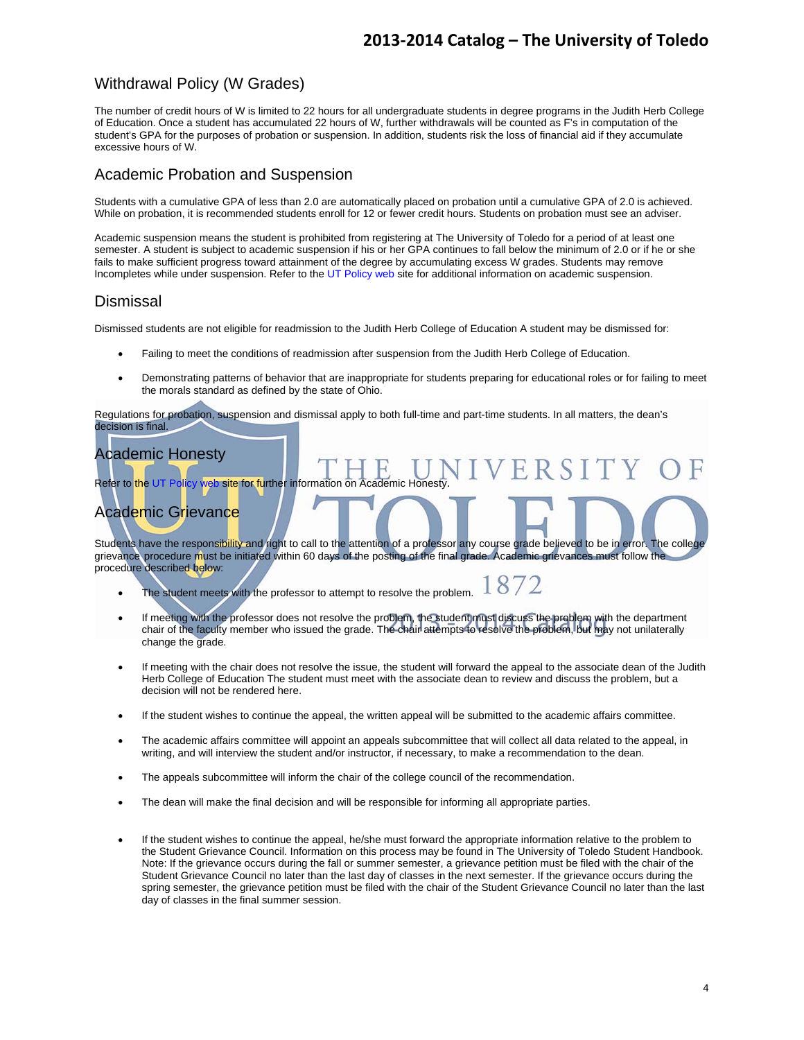## Withdrawal Policy (W Grades)

The number of credit hours of W is limited to 22 hours for all undergraduate students in degree programs in the Judith Herb College of Education. Once a student has accumulated 22 hours of W, further withdrawals will be counted as F's in computation of the student's GPA for the purposes of probation or suspension. In addition, students risk the loss of financial aid if they accumulate excessive hours of W.

## Academic Probation and Suspension

Students with a cumulative GPA of less than 2.0 are automatically placed on probation until a cumulative GPA of 2.0 is achieved. While on probation, it is recommended students enroll for 12 or fewer credit hours. Students on probation must see an adviser.

Academic suspension means the student is prohibited from registering at The University of Toledo for a period of at least one semester. A student is subject to academic suspension if his or her GPA continues to fall below the minimum of 2.0 or if he or she fails to make sufficient progress toward attainment of the degree by accumulating excess W grades. Students may remove Incompletes while under suspension. Refer to the UT Policy web site for additional information on academic suspension.

## Dismissal

Dismissed students are not eligible for readmission to the Judith Herb College of Education A student may be dismissed for:

- Failing to meet the conditions of readmission after suspension from the Judith Herb College of Education.
- Demonstrating patterns of behavior that are inappropriate for students preparing for educational roles or for failing to meet the morals standard as defined by the state of Ohio.

Regulations for probation, suspension and dismissal apply to both full-time and part-time students. In all matters, the dean's decision is final.

## Academic Honesty

Refer to the UT Policy web site for further information on Academic Honesty.

## Academic Grievance

Students have the responsibility and right to call to the attention of a professor any course grade believed to be in error. The college grievance procedure must be initiated within 60 days of the posting of the final grade. Academic grievances must follow the procedure described below:

- The student meets with the professor to attempt to resolve the problem.
- If meeting with the professor does not resolve the problem, the student must discuss the problem with the department chair of the faculty member who issued the grade. The chair attempts to resolve the problem, but may not unilaterally change the grade.
- If meeting with the chair does not resolve the issue, the student will forward the appeal to the associate dean of the Judith Herb College of Education The student must meet with the associate dean to review and discuss the problem, but a decision will not be rendered here.
- If the student wishes to continue the appeal, the written appeal will be submitted to the academic affairs committee.
- The academic affairs committee will appoint an appeals subcommittee that will collect all data related to the appeal, in writing, and will interview the student and/or instructor, if necessary, to make a recommendation to the dean.
- The appeals subcommittee will inform the chair of the college council of the recommendation.
- The dean will make the final decision and will be responsible for informing all appropriate parties.
- If the student wishes to continue the appeal, he/she must forward the appropriate information relative to the problem to the Student Grievance Council. Information on this process may be found in The University of Toledo Student Handbook. Note: If the grievance occurs during the fall or summer semester, a grievance petition must be filed with the chair of the Student Grievance Council no later than the last day of classes in the next semester. If the grievance occurs during the spring semester, the grievance petition must be filed with the chair of the Student Grievance Council no later than the last day of classes in the final summer session.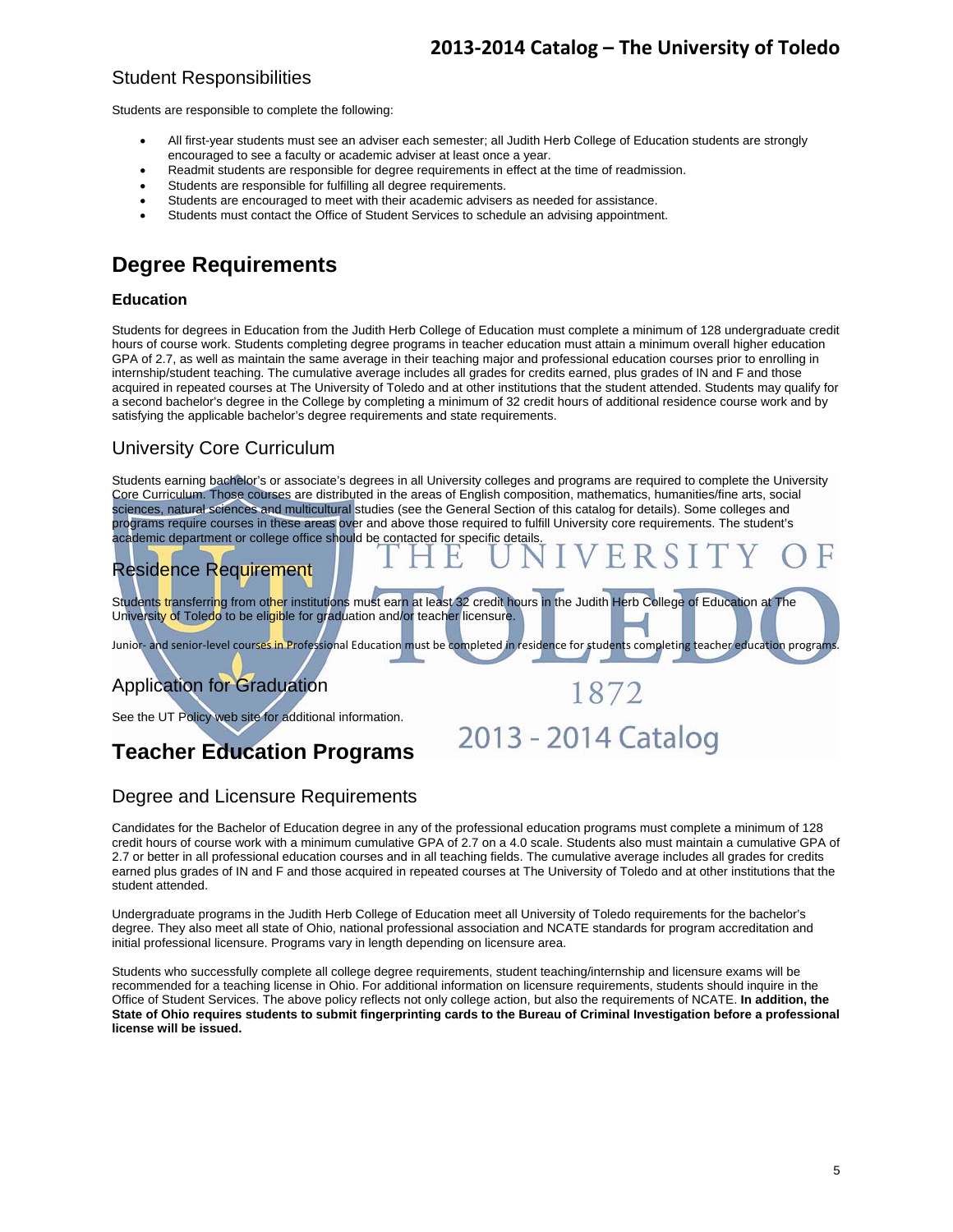## Student Responsibilities

Students are responsible to complete the following:

- All first-year students must see an adviser each semester; all Judith Herb College of Education students are strongly encouraged to see a faculty or academic adviser at least once a year.
- Readmit students are responsible for degree requirements in effect at the time of readmission.
- Students are responsible for fulfilling all degree requirements.
- Students are encouraged to meet with their academic advisers as needed for assistance.
- Students must contact the Office of Student Services to schedule an advising appointment.

# Degree Requirements

### Education

Students for degrees in Education from the Judith Herb College of Education must complete a minimum of 128 undergraduate credit hours of course work. Students completing degree programs in teacher education must attain a minimum overall higher education GPA of 2.7, as well as maintain the same average in their teaching major and professional education courses prior to enrolling in internship/student teaching. The cumulative average includes all grades for credits earned, plus grades of IN and F and those acquired in repeated courses at The University of Toledo and at other institutions that the student attended. Students may qualify for a second bachelor's degree in the College by completing a minimum of 32 credit hours of additional residence course work and by satisfying the applicable bachelor's degree requirements and state requirements.

## University Core Curriculum

Students earning bachelor's or associate's degrees in all University colleges and programs are required to complete the University Core Curriculum. Those courses are distributed in the areas of English composition, mathematics, humanities/fine arts, social sciences, natural sciences and multicultural studies (see the General Section of this catalog for details). Some colleges and programs require courses in these areas over and above those required to fulfill University core requirements. The student's academic department or college office should be contacted for specific details.

## Residence Requirement

Students transferring from other institutions must earn at least 32 credit hours in the Judith Herb College of Education at The University of Toledo to be eligible for graduation and/or teacher licensure.

Junior- and senior-level courses in Professional Education must be completed in residence for students completing teacher education programs.

## Application for Graduation

See the UT Policy web site for additional information.

# Teacher Education Programs

## Degree and Licensure Requirements

Candidates for the Bachelor of Education degree in any of the professional education programs must complete a minimum of 128 credit hours of course work with a minimum cumulative GPA of 2.7 on a 4.0 scale. Students also must maintain a cumulative GPA of 2.7 or better in all professional education courses and in all teaching fields. The cumulative average includes all grades for credits earned plus grades of IN and F and those acquired in repeated courses at The University of Toledo and at other institutions that the student attended.

Undergraduate programs in the Judith Herb College of Education meet all University of Toledo requirements for the bachelor's degree. They also meet all state of Ohio, national professional association and NCATE standards for program accreditation and initial professional licensure. Programs vary in length depending on licensure area.

Students who successfully complete all college degree requirements, student teaching/internship and licensure exams will be recommended for a teaching license in Ohio. For additional information on licensure requirements, students should inquire in the Office of Student Services. The above policy reflects not only college action, but also the requirements of NCATE. **In addition, the State of Ohio requires students to submit fingerprinting cards to the Bureau of Criminal Investigation before a professional license will be issued.**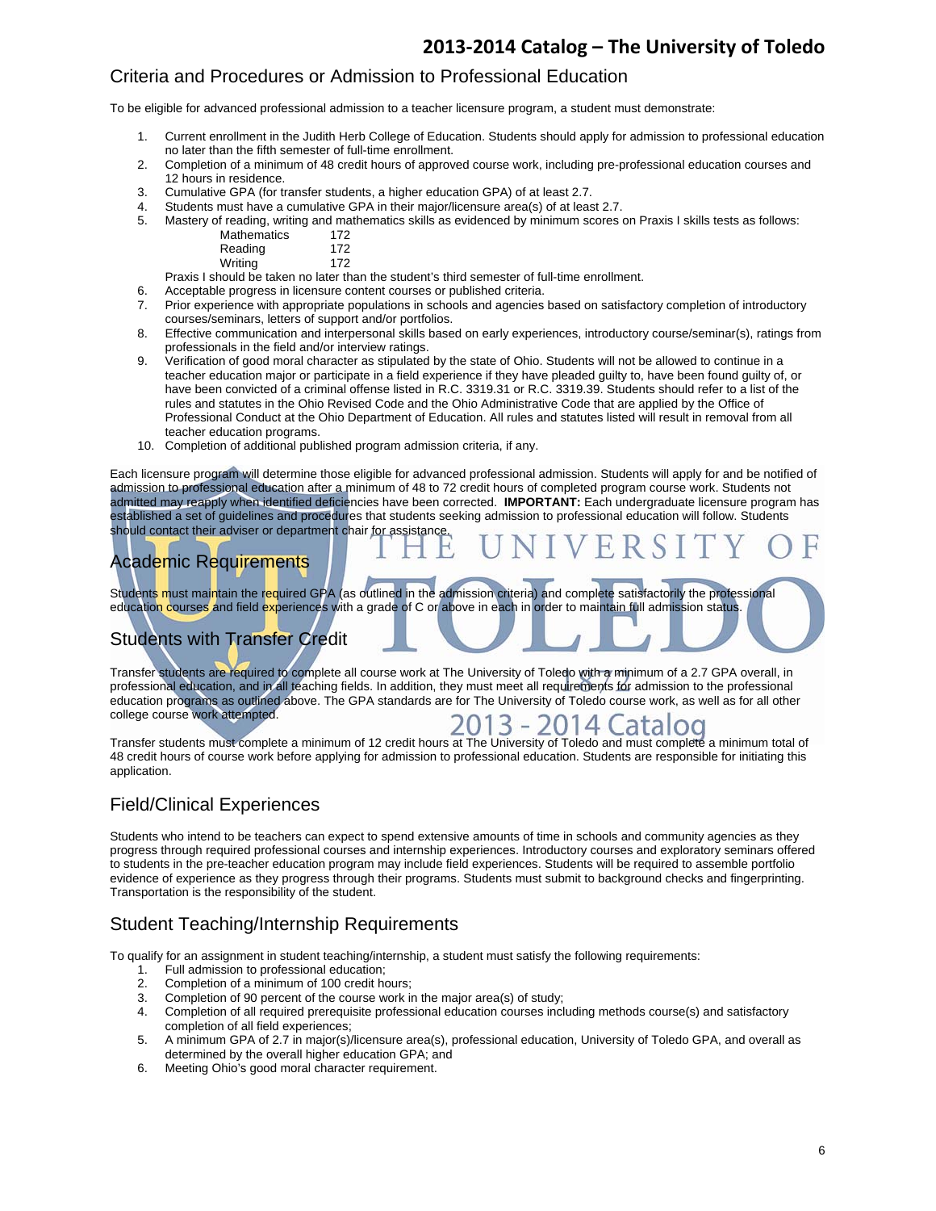## Criteria and Procedures or Admission to Professional Education

To be eligible for advanced professional admission to a teacher licensure program, a student must demonstrate:

1. Current enrollment in the Judith Herb College of Education. Students should apply for admission to professional education no later than the fifth semester of full-time enrollment.
2. Completion of a minimum of 48 credit hours of approved course work, including pre-professional education courses and 12 hours in residence.
3. Cumulative GPA (for transfer students, a higher education GPA) of at least 2.7.
4. Students must have a cumulative GPA in their major/licensure area(s) of at least 2.7.
5. Mastery of reading, writing and mathematics skills as evidenced by minimum scores on Praxis I skills tests as follows:

   | | |
   |---|---|
   | Mathematics | 172 |
   | Reading | 172 |
   | Writing | 172 |

   Praxis I should be taken no later than the student's third semester of full-time enrollment.
6. Acceptable progress in licensure content courses or published criteria.
7. Prior experience with appropriate populations in schools and agencies based on satisfactory completion of introductory courses/seminars, letters of support and/or portfolios.
8. Effective communication and interpersonal skills based on early experiences, introductory course/seminar(s), ratings from professionals in the field and/or interview ratings.
9. Verification of good moral character as stipulated by the state of Ohio. Students will not be allowed to continue in a teacher education major or participate in a field experience if they have pleaded guilty to, have been found guilty of, or have been convicted of a criminal offense listed in R.C. 3319.31 or R.C. 3319.39. Students should refer to a list of the rules and statutes in the Ohio Revised Code and the Ohio Administrative Code that are applied by the Office of Professional Conduct at the Ohio Department of Education. All rules and statutes listed will result in removal from all teacher education programs.
10. Completion of additional published program admission criteria, if any.

Each licensure program will determine those eligible for advanced professional admission. Students will apply for and be notified of admission to professional education after a minimum of 48 to 72 credit hours of completed program course work. Students not admitted may reapply when identified deficiencies have been corrected. **IMPORTANT:** Each undergraduate licensure program has established a set of guidelines and procedures that students seeking admission to professional education will follow. Students should contact their adviser or department chair for assistance.

## Academic Requirements

Students must maintain the required GPA (as outlined in the admission criteria) and complete satisfactorily the professional education courses and field experiences with a grade of C or above in each in order to maintain full admission status.

## Students with Transfer Credit

Transfer students are required to complete all course work at The University of Toledo with a minimum of a 2.7 GPA overall, in professional education, and in all teaching fields. In addition, they must meet all requirements for admission to the professional education programs as outlined above. The GPA standards are for The University of Toledo course work, as well as for all other college course work attempted.

Transfer students must complete a minimum of 12 credit hours at The University of Toledo and must complete a minimum total of 48 credit hours of course work before applying for admission to professional education. Students are responsible for initiating this application.

## Field/Clinical Experiences

Students who intend to be teachers can expect to spend extensive amounts of time in schools and community agencies as they progress through required professional courses and internship experiences. Introductory courses and exploratory seminars offered to students in the pre-teacher education program may include field experiences. Students will be required to assemble portfolio evidence of experience as they progress through their programs. Students must submit to background checks and fingerprinting. Transportation is the responsibility of the student.

## Student Teaching/Internship Requirements

To qualify for an assignment in student teaching/internship, a student must satisfy the following requirements:

1. Full admission to professional education;
2. Completion of a minimum of 100 credit hours;
3. Completion of 90 percent of the course work in the major area(s) of study;
4. Completion of all required prerequisite professional education courses including methods course(s) and satisfactory completion of all field experiences;
5. A minimum GPA of 2.7 in major(s)/licensure area(s), professional education, University of Toledo GPA, and overall as determined by the overall higher education GPA; and
6. Meeting Ohio's good moral character requirement.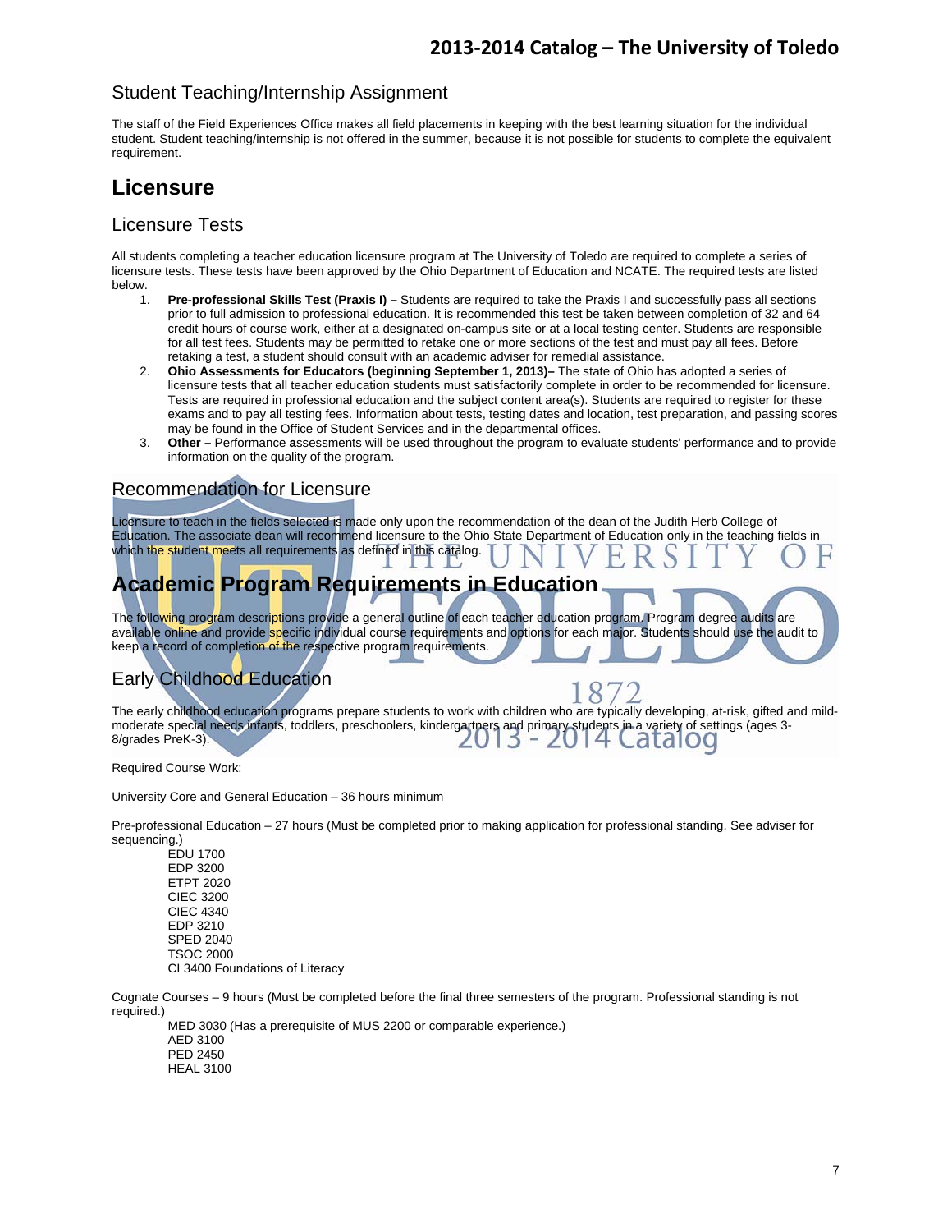## Student Teaching/Internship Assignment

The staff of the Field Experiences Office makes all field placements in keeping with the best learning situation for the individual student. Student teaching/internship is not offered in the summer, because it is not possible for students to complete the equivalent requirement.

# Licensure

## Licensure Tests

All students completing a teacher education licensure program at The University of Toledo are required to complete a series of licensure tests. These tests have been approved by the Ohio Department of Education and NCATE. The required tests are listed below.

1. **Pre-professional Skills Test (Praxis I) –** Students are required to take the Praxis I and successfully pass all sections prior to full admission to professional education. It is recommended this test be taken between completion of 32 and 64 credit hours of course work, either at a designated on-campus site or at a local testing center. Students are responsible for all test fees. Students may be permitted to retake one or more sections of the test and must pay all fees. Before retaking a test, a student should consult with an academic adviser for remedial assistance.
2. **Ohio Assessments for Educators (beginning September 1, 2013)–** The state of Ohio has adopted a series of licensure tests that all teacher education students must satisfactorily complete in order to be recommended for licensure. Tests are required in professional education and the subject content area(s). Students are required to register for these exams and to pay all testing fees. Information about tests, testing dates and location, test preparation, and passing scores may be found in the Office of Student Services and in the departmental offices.
3. **Other –** Performance **a**ssessments will be used throughout the program to evaluate students' performance and to provide information on the quality of the program.

## Recommendation for Licensure

Licensure to teach in the fields selected is made only upon the recommendation of the dean of the Judith Herb College of Education. The associate dean will recommend licensure to the Ohio State Department of Education only in the teaching fields in which the student meets all requirements as defined in this catalog.

# Academic Program Requirements in Education

The following program descriptions provide a general outline of each teacher education program. Program degree audits are available online and provide specific individual course requirements and options for each major. Students should use the audit to keep a record of completion of the respective program requirements.

## Early Childhood Education

The early childhood education programs prepare students to work with children who are typically developing, at-risk, gifted and mild-moderate special needs infants, toddlers, preschoolers, kindergartners and primary students in a variety of settings (ages 3-8/grades PreK-3).

Required Course Work:

University Core and General Education – 36 hours minimum

Pre-professional Education – 27 hours (Must be completed prior to making application for professional standing. See adviser for sequencing.)

- EDU 1700
- EDP 3200
- ETPT 2020
- CIEC 3200
- CIEC 4340
- EDP 3210
- SPED 2040
- TSOC 2000
- CI 3400 Foundations of Literacy

Cognate Courses – 9 hours (Must be completed before the final three semesters of the program. Professional standing is not required.)

- MED 3030 (Has a prerequisite of MUS 2200 or comparable experience.)
- AED 3100
- PED 2450
- HEAL 3100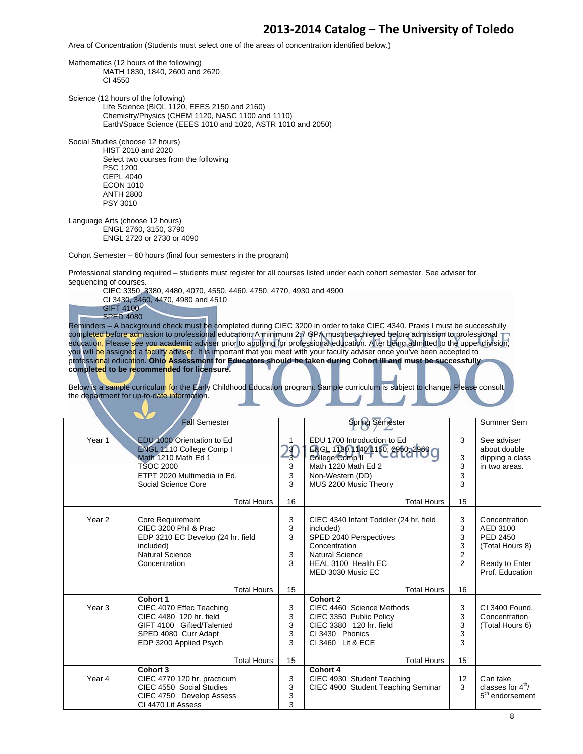Area of Concentration (Students must select one of the areas of concentration identified below.)

Mathematics (12 hours of the following)
- MATH 1830, 1840, 2600 and 2620
- CI 4550

Science (12 hours of the following)
- Life Science (BIOL 1120, EEES 2150 and 2160)
- Chemistry/Physics (CHEM 1120, NASC 1100 and 1110)
- Earth/Space Science (EEES 1010 and 1020, ASTR 1010 and 2050)

Social Studies (choose 12 hours)
- HIST 2010 and 2020
- Select two courses from the following
- PSC 1200
- GEPL 4040
- ECON 1010
- ANTH 2800
- PSY 3010

Language Arts (choose 12 hours)
- ENGL 2760, 3150, 3790
- ENGL 2720 or 2730 or 4090

Cohort Semester – 60 hours (final four semesters in the program)

Professional standing required – students must register for all courses listed under each cohort semester. See adviser for sequencing of courses.
- CIEC 3350, 3380, 4480, 4070, 4550, 4460, 4750, 4770, 4930 and 4900
- CI 3430, 3460, 4470, 4980 and 4510
- GIFT 4100
- SPED 4080

Reminders – A background check must be completed during CIEC 3200 in order to take CIEC 4340. Praxis I must be successfully completed before admission to professional education. A minimum 2.7 GPA must be achieved before admission to professional education. Please see you academic adviser prior to applying for professional education. After being admitted to the upper division, you will be assigned a faculty adviser. It is important that you meet with your faculty adviser once you've been accepted to professional education. **Ohio Assessment for Educators should be taken during Cohort III and must be successfully completed to be recommended for licensure.**

Below is a sample curriculum for the Early Childhood Education program. Sample curriculum is subject to change. Please consult the department for up-to-date information.

| | Fall Semester | | Spring Semester | | Summer Sem |
|---|---|---|---|---|---|
| Year 1 | EDU 1000 Orientation to Ed<br>ENGL 1110 College Comp I<br>Math 1210 Math Ed 1<br>TSOC 2000<br>ETPT 2020 Multimedia in Ed.<br>Social Science Core | 1<br>3<br>3<br>3<br>3<br>3 | EDU 1700 Introduction to Ed<br>ENGL 1130,1140,1150, 2950, 2960 College Comp II<br>Math 1220 Math Ed 2<br>Non-Western (DD)<br>MUS 2200 Music Theory | 3<br><br>3<br>3<br>3<br>3 | See adviser about double dipping a class in two areas. |
| | Total Hours | 16 | Total Hours | 15 | |
| Year 2 | Core Requirement<br>CIEC 3200 Phil & Prac<br>EDP 3210 EC Develop (24 hr. field included)<br>Natural Science<br>Concentration | 3<br>3<br>3<br><br>3<br>3 | CIEC 4340 Infant Toddler (24 hr. field included)<br>SPED 2040 Perspectives<br>Concentration<br>Natural Science<br>HEAL 3100 Health EC<br>MED 3030 Music EC | 3<br>3<br>3<br>3<br>2<br>2 | Concentration<br>AED 3100<br>PED 2450<br>(Total Hours 8)<br><br>Ready to Enter Prof. Education |
| | Total Hours | 15 | Total Hours | 16 | |
| Year 3 | **Cohort 1**<br>CIEC 4070 Effec Teaching<br>CIEC 4480 120 hr. field<br>GIFT 4100 Gifted/Talented<br>SPED 4080 Curr Adapt<br>EDP 3200 Applied Psych | <br>3<br>3<br>3<br>3<br>3 | **Cohort 2**<br>CIEC 4460 Science Methods<br>CIEC 3350 Public Policy<br>CIEC 3380 120 hr. field<br>CI 3430 Phonics<br>CI 3460 Lit & ECE | <br>3<br>3<br>3<br>3<br>3 | CI 3400 Found.<br>Concentration<br>(Total Hours 6) |
| | Total Hours | 15 | Total Hours | 15 | |
| Year 4 | **Cohort 3**<br>CIEC 4770 120 hr. practicum<br>CIEC 4550 Social Studies<br>CIEC 4750 Develop Assess<br>CI 4470 Lit Assess | <br>3<br>3<br>3<br>3 | **Cohort 4**<br>CIEC 4930 Student Teaching<br>CIEC 4900 Student Teaching Seminar | <br>12<br>3 | Can take classes for 4th/ 5th endorsement |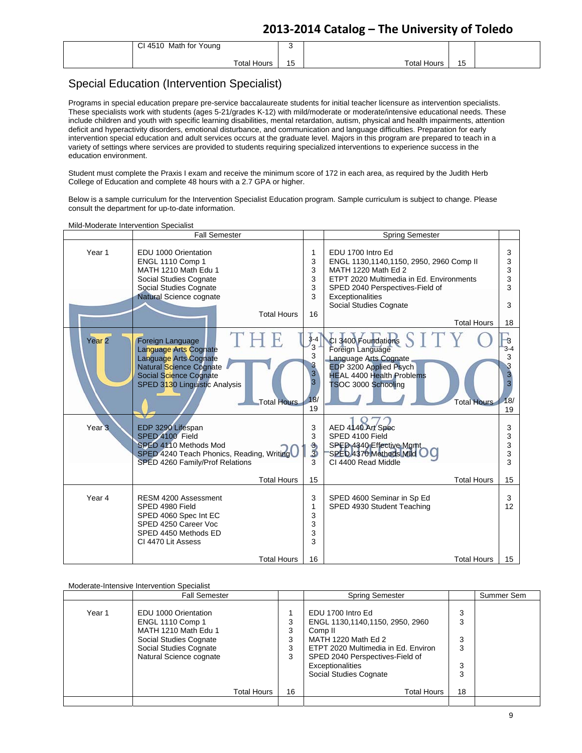| | CI 4510 Math for Young | 3 | | | |
|---|---|---|---|---|---|
| | Total Hours | 15 | Total Hours | 15 | |

## Special Education (Intervention Specialist)

Programs in special education prepare pre-service baccalaureate students for initial teacher licensure as intervention specialists. These specialists work with students (ages 5-21/grades K-12) with mild/moderate or moderate/intensive educational needs. These include children and youth with specific learning disabilities, mental retardation, autism, physical and health impairments, attention deficit and hyperactivity disorders, emotional disturbance, and communication and language difficulties. Preparation for early intervention special education and adult services occurs at the graduate level. Majors in this program are prepared to teach in a variety of settings where services are provided to students requiring specialized interventions to experience success in the education environment.

Student must complete the Praxis I exam and receive the minimum score of 172 in each area, as required by the Judith Herb College of Education and complete 48 hours with a 2.7 GPA or higher.

Below is a sample curriculum for the Intervention Specialist Education program. Sample curriculum is subject to change. Please consult the department for up-to-date information.

Mild-Moderate Intervention Specialist

| | Fall Semester | | Spring Semester | |
|---|---|---|---|---|
| Year 1 | EDU 1000 Orientation<br>ENGL 1110 Comp 1<br>MATH 1210 Math Edu 1<br>Social Studies Cognate<br>Social Studies Cognate<br>Natural Science cognate | 1<br>3<br>3<br>3<br>3<br>3 | EDU 1700 Intro Ed<br>ENGL 1130,1140,1150, 2950, 2960 Comp II<br>MATH 1220 Math Ed 2<br>ETPT 2020 Multimedia in Ed. Environments<br>SPED 2040 Perspectives-Field of Exceptionalities<br>Social Studies Cognate | 3<br>3<br>3<br>3<br>3<br><br>3 |
| | Total Hours | 16 | Total Hours | 18 |
| Year 2 | Foreign Language<br>Language Arts Cognate<br>Language Arts Cognate<br>Natural Science Cognate<br>Social Science Cognate<br>SPED 3130 Linguistic Analysis | 3-4<br>3<br>3<br>3<br>3<br>3 | CI 3400 Foundations<br>Foreign Language<br>Language Arts Cognate<br>EDP 3200 Applied Psych<br>HEAL 4400 Health Problems<br>TSOC 3000 Schooling | 3<br>3-4<br>3<br>3<br>3<br>3 |
| | Total Hours | 18/19 | Total Hours | 18/19 |
| Year 3 | EDP 3290 Lifespan<br>SPED 4100 Field<br>SPED 4110 Methods Mod<br>SPED 4240 Teach Phonics, Reading, Writing<br>SPED 4260 Family/Prof Relations | 3<br>3<br>3<br>3<br>3 | AED 4140 Art Spec<br>SPED 4100 Field<br>SPED 4340 Effective Mgmt<br>SPED 4370 Methods Mild<br>CI 4400 Read Middle | 3<br>3<br>3<br>3<br>3 |
| | Total Hours | 15 | Total Hours | 15 |
| Year 4 | RESM 4200 Assessment<br>SPED 4980 Field<br>SPED 4060 Spec Int EC<br>SPED 4250 Career Voc<br>SPED 4450 Methods ED<br>CI 4470 Lit Assess | 3<br>1<br>3<br>3<br>3<br>3 | SPED 4600 Seminar in Sp Ed<br>SPED 4930 Student Teaching | 3<br>12 |
| | Total Hours | 16 | Total Hours | 15 |

Moderate-Intensive Intervention Specialist

| | Fall Semester | | Spring Semester | | Summer Sem |
|---|---|---|---|---|---|
| Year 1 | EDU 1000 Orientation<br>ENGL 1110 Comp 1<br>MATH 1210 Math Edu 1<br>Social Studies Cognate<br>Social Studies Cognate<br>Natural Science cognate | 1<br>3<br>3<br>3<br>3<br>3 | EDU 1700 Intro Ed<br>ENGL 1130,1140,1150, 2950, 2960 Comp II<br>MATH 1220 Math Ed 2<br>ETPT 2020 Multimedia in Ed. Environ<br>SPED 2040 Perspectives-Field of Exceptionalities<br>Social Studies Cognate | 3<br>3<br><br>3<br>3<br><br>3<br>3 | |
| | Total Hours | 16 | Total Hours | 18 | |
| | | | | | |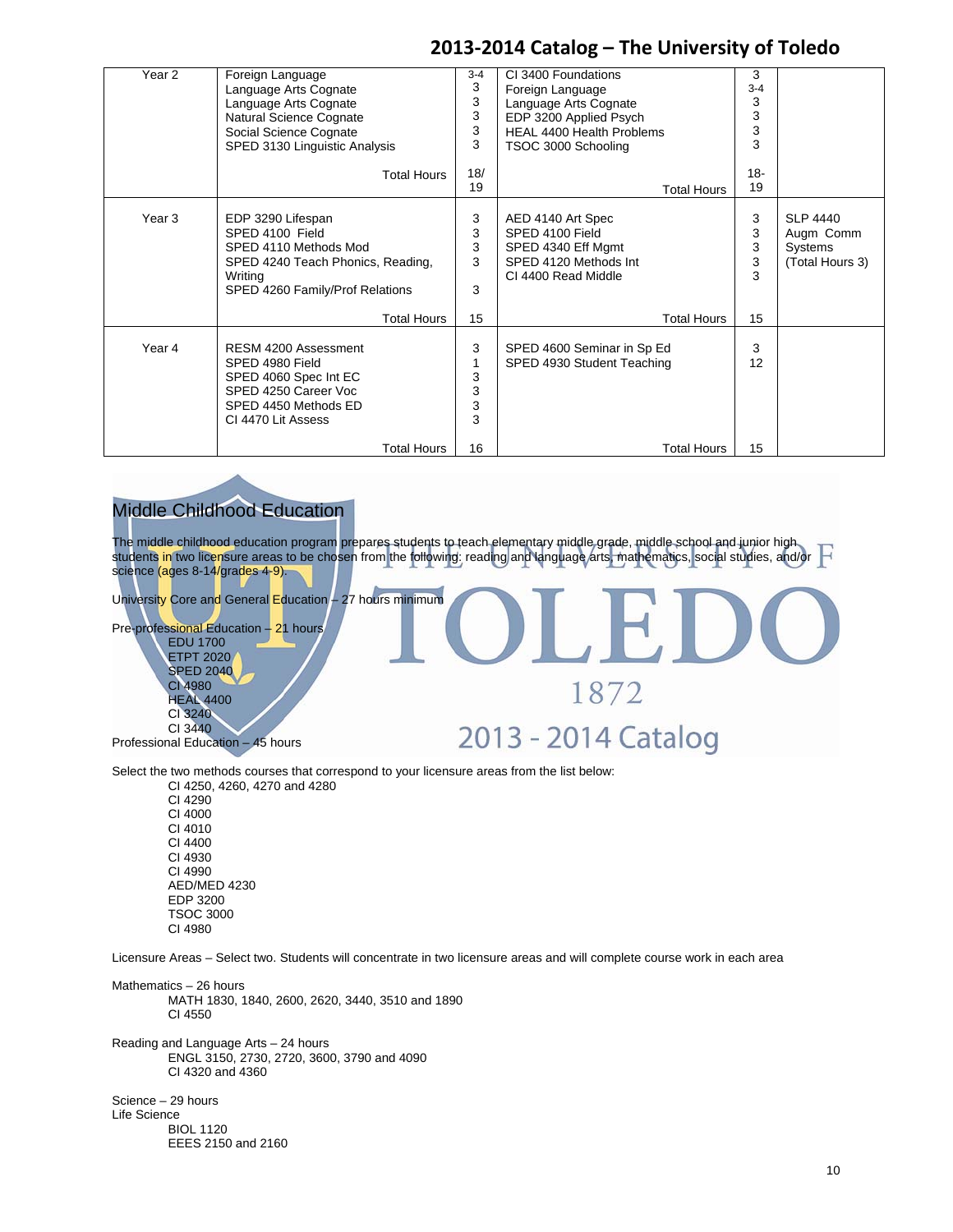| | | | | | |
|---|---|---|---|---|---|
| Year 2 | Foreign Language<br>Language Arts Cognate<br>Language Arts Cognate<br>Natural Science Cognate<br>Social Science Cognate<br>SPED 3130 Linguistic Analysis | 3-4<br>3<br>3<br>3<br>3<br>3 | CI 3400 Foundations<br>Foreign Language<br>Language Arts Cognate<br>EDP 3200 Applied Psych<br>HEAL 4400 Health Problems<br>TSOC 3000 Schooling | 3<br>3-4<br>3<br>3<br>3<br>3 | |
| | Total Hours | 18/19 | Total Hours | 18-19 | |
| Year 3 | EDP 3290 Lifespan<br>SPED 4100 Field<br>SPED 4110 Methods Mod<br>SPED 4240 Teach Phonics, Reading, Writing<br>SPED 4260 Family/Prof Relations | 3<br>3<br>3<br>3<br>3 | AED 4140 Art Spec<br>SPED 4100 Field<br>SPED 4340 Eff Mgmt<br>SPED 4120 Methods Int<br>CI 4400 Read Middle | 3<br>3<br>3<br>3<br>3 | SLP 4440 Augm Comm Systems (Total Hours 3) |
| | Total Hours | 15 | Total Hours | 15 | |
| Year 4 | RESM 4200 Assessment<br>SPED 4980 Field<br>SPED 4060 Spec Int EC<br>SPED 4250 Career Voc<br>SPED 4450 Methods ED<br>CI 4470 Lit Assess | 3<br>1<br>3<br>3<br>3<br>3 | SPED 4600 Seminar in Sp Ed<br>SPED 4930 Student Teaching | 3<br>12 | |
| | Total Hours | 16 | Total Hours | 15 | |

## Middle Childhood Education

The middle childhood education program prepares students to teach elementary middle grade, middle school and junior high students in two licensure areas to be chosen from the following: reading and language arts, mathematics, social studies, and/or science (ages 8-14/grades 4-9).

University Core and General Education – 27 hours minimum

Pre-professional Education – 21 hours
- EDU 1700
- ETPT 2020
- SPED 2040
- CI 4980
- HEAL 4400
- CI 3240
- CI 3440

Professional Education – 45 hours

Select the two methods courses that correspond to your licensure areas from the list below:
- CI 4250, 4260, 4270 and 4280
- CI 4290
- CI 4000
- CI 4010
- CI 4400
- CI 4930
- CI 4990
- AED/MED 4230
- EDP 3200
- TSOC 3000
- CI 4980

Licensure Areas – Select two. Students will concentrate in two licensure areas and will complete course work in each area

Mathematics – 26 hours
- MATH 1830, 1840, 2600, 2620, 3440, 3510 and 1890
- CI 4550

Reading and Language Arts – 24 hours
- ENGL 3150, 2730, 2720, 3600, 3790 and 4090
- CI 4320 and 4360

Science – 29 hours

Life Science
- BIOL 1120
- EEES 2150 and 2160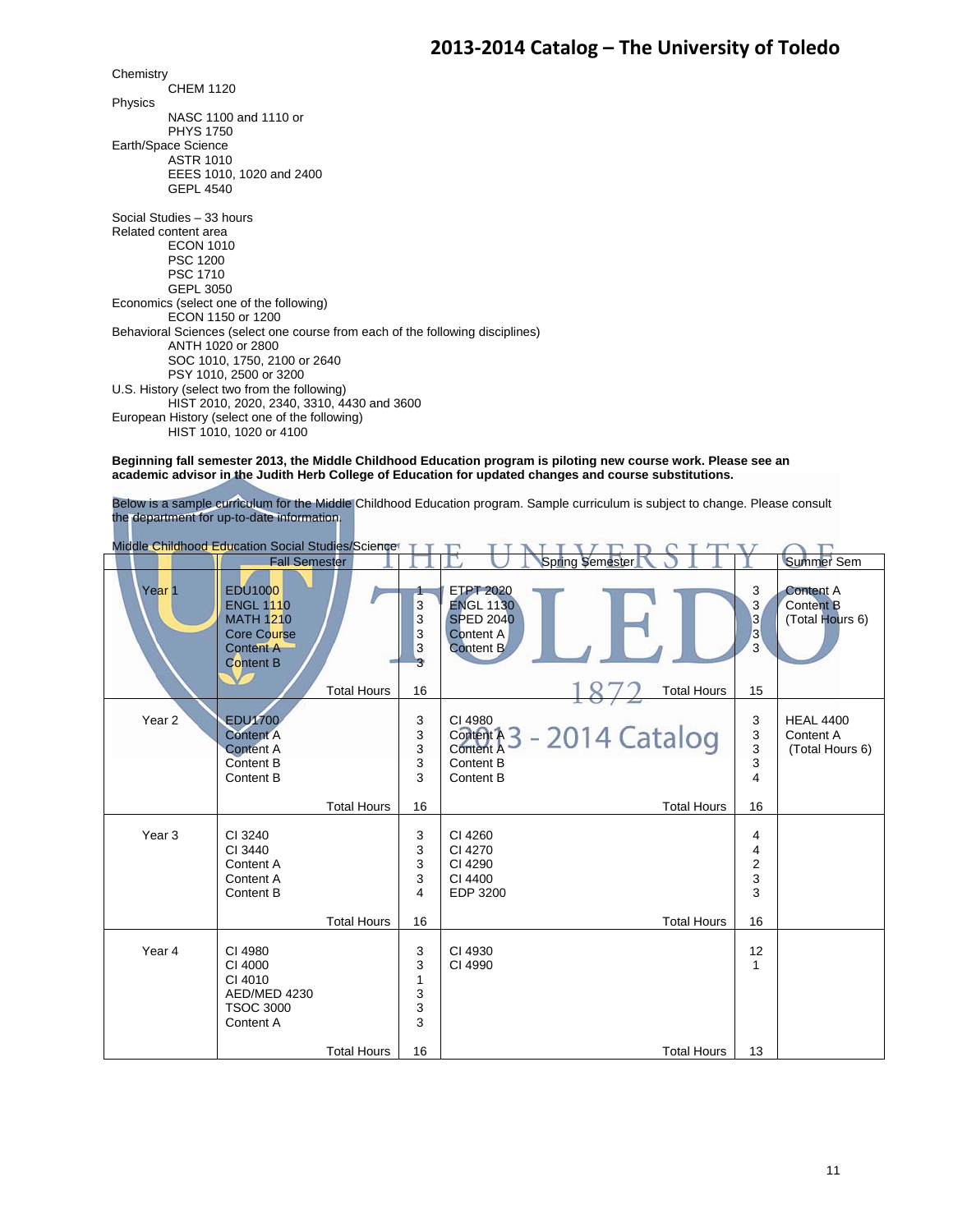Chemistry
- CHEM 1120

Physics
- NASC 1100 and 1110 or
- PHYS 1750

Earth/Space Science
- ASTR 1010
- EEES 1010, 1020 and 2400
- GEPL 4540

Social Studies – 33 hours

Related content area
- ECON 1010
- PSC 1200
- PSC 1710
- GEPL 3050

Economics (select one of the following)
- ECON 1150 or 1200

Behavioral Sciences (select one course from each of the following disciplines)
- ANTH 1020 or 2800
- SOC 1010, 1750, 2100 or 2640
- PSY 1010, 2500 or 3200

U.S. History (select two from the following)
- HIST 2010, 2020, 2340, 3310, 4430 and 3600

European History (select one of the following)
- HIST 1010, 1020 or 4100

**Beginning fall semester 2013, the Middle Childhood Education program is piloting new course work. Please see an academic advisor in the Judith Herb College of Education for updated changes and course substitutions.**

Below is a sample curriculum for the Middle Childhood Education program. Sample curriculum is subject to change. Please consult the department for up-to-date information.

Middle Childhood Education Social Studies/Science

| | Fall Semester | | Spring Semester | | Summer Sem |
|---|---|---|---|---|---|
| Year 1 | EDU1000<br>ENGL 1110<br>MATH 1210<br>Core Course<br>Content A<br>Content B | 1<br>3<br>3<br>3<br>3<br>3 | ETPT 2020<br>ENGL 1130<br>SPED 2040<br>Content A<br>Content B | 3<br>3<br>3<br>3<br>3 | Content A<br>Content B<br>(Total Hours 6) |
| | Total Hours | 16 | Total Hours | 15 | |
| Year 2 | EDU1700<br>Content A<br>Content A<br>Content B<br>Content B | 3<br>3<br>3<br>3<br>3 | CI 4980<br>Content A<br>Content A<br>Content B<br>Content B | 3<br>3<br>3<br>3<br>4 | HEAL 4400<br>Content A<br>(Total Hours 6) |
| | Total Hours | 16 | Total Hours | 16 | |
| Year 3 | CI 3240<br>CI 3440<br>Content A<br>Content A<br>Content B | 3<br>3<br>3<br>3<br>4 | CI 4260<br>CI 4270<br>CI 4290<br>CI 4400<br>EDP 3200 | 4<br>4<br>2<br>3<br>3 | |
| | Total Hours | 16 | Total Hours | 16 | |
| Year 4 | CI 4980<br>CI 4000<br>CI 4010<br>AED/MED 4230<br>TSOC 3000<br>Content A | 3<br>3<br>1<br>3<br>3<br>3 | CI 4930<br>CI 4990 | 12<br>1 | |
| | Total Hours | 16 | Total Hours | 13 | |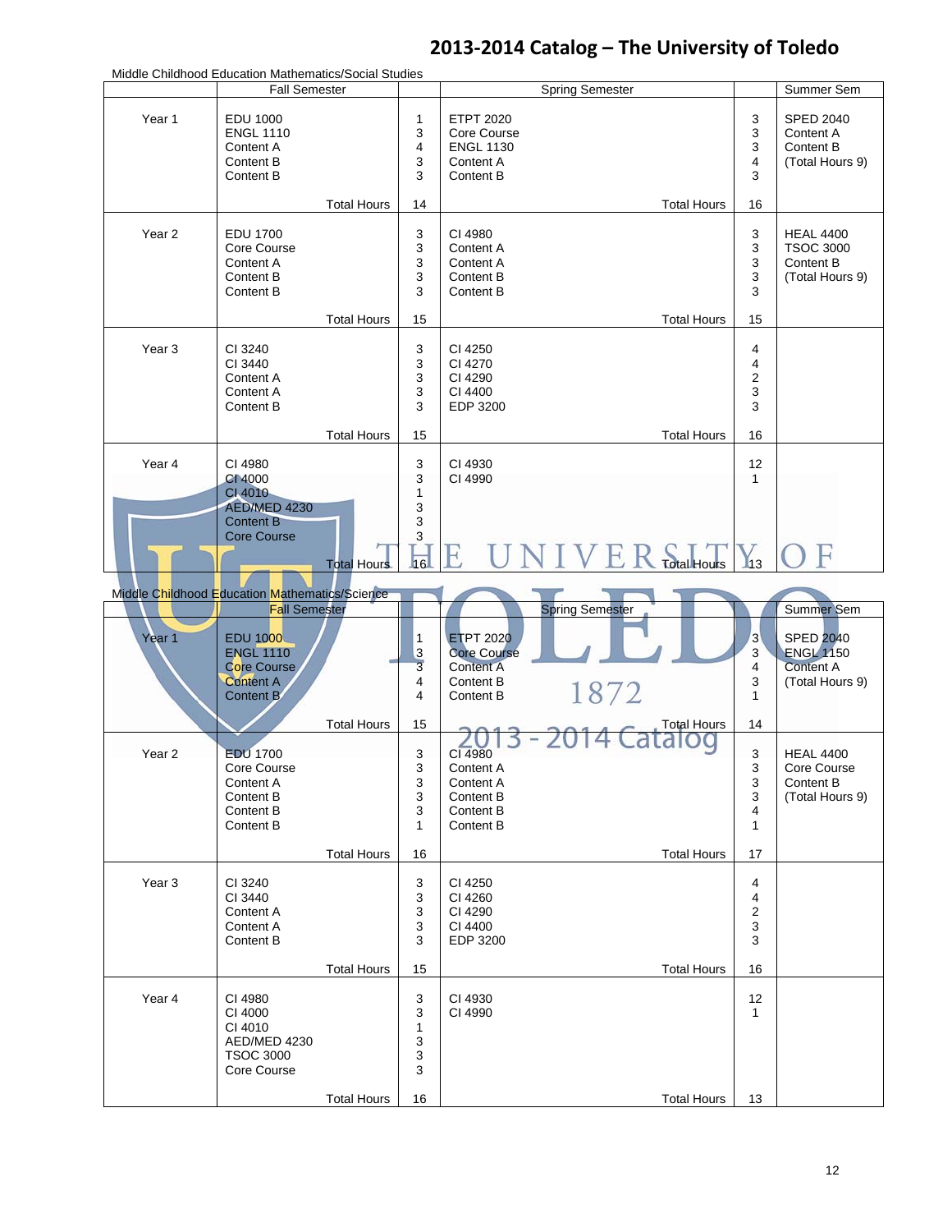Middle Childhood Education Mathematics/Social Studies

| | Fall Semester | | Spring Semester | | Summer Sem |
|---|---|---|---|---|---|
| Year 1 | EDU 1000<br>ENGL 1110<br>Content A<br>Content B<br>Content B | 1<br>3<br>4<br>3<br>3 | ETPT 2020<br>Core Course<br>ENGL 1130<br>Content A<br>Content B | 3<br>3<br>3<br>4<br>3 | SPED 2040<br>Content A<br>Content B<br>(Total Hours 9) |
| | Total Hours | 14 | Total Hours | 16 | |
| Year 2 | EDU 1700<br>Core Course<br>Content A<br>Content B<br>Content B | 3<br>3<br>3<br>3<br>3 | CI 4980<br>Content A<br>Content A<br>Content B<br>Content B | 3<br>3<br>3<br>3<br>3 | HEAL 4400<br>TSOC 3000<br>Content B<br>(Total Hours 9) |
| | Total Hours | 15 | Total Hours | 15 | |
| Year 3 | CI 3240<br>CI 3440<br>Content A<br>Content A<br>Content B | 3<br>3<br>3<br>3<br>3 | CI 4250<br>CI 4270<br>CI 4290<br>CI 4400<br>EDP 3200 | 4<br>4<br>2<br>3<br>3 | |
| | Total Hours | 15 | Total Hours | 16 | |
| Year 4 | CI 4980<br>CI 4000<br>CI 4010<br>AED/MED 4230<br>Content B<br>Core Course | 3<br>3<br>1<br>3<br>3<br>3 | CI 4930<br>CI 4990 | 12<br>1 | |
| | Total Hours | 16 | Total Hours | 13 | |

Middle Childhood Education Mathematics/Science

| | Fall Semester | | Spring Semester | | Summer Sem |
|---|---|---|---|---|---|
| Year 1 | EDU 1000<br>ENGL 1110<br>Core Course<br>Content A<br>Content B | 1<br>3<br>3<br>4<br>4 | ETPT 2020<br>Core Course<br>Content A<br>Content B<br>Content B | 3<br>3<br>4<br>3<br>1 | SPED 2040<br>ENGL 1150<br>Content A<br>(Total Hours 9) |
| | Total Hours | 15 | Total Hours | 14 | |
| Year 2 | EDU 1700<br>Core Course<br>Content A<br>Content B<br>Content B<br>Content B | 3<br>3<br>3<br>3<br>3<br>1 | CI 4980<br>Content A<br>Content A<br>Content B<br>Content B<br>Content B | 3<br>3<br>3<br>3<br>4<br>1 | HEAL 4400<br>Core Course<br>Content B<br>(Total Hours 9) |
| | Total Hours | 16 | Total Hours | 17 | |
| Year 3 | CI 3240<br>CI 3440<br>Content A<br>Content A<br>Content B | 3<br>3<br>3<br>3<br>3 | CI 4250<br>CI 4260<br>CI 4290<br>CI 4400<br>EDP 3200 | 4<br>4<br>2<br>3<br>3 | |
| | Total Hours | 15 | Total Hours | 16 | |
| Year 4 | CI 4980<br>CI 4000<br>CI 4010<br>AED/MED 4230<br>TSOC 3000<br>Core Course | 3<br>3<br>1<br>3<br>3<br>3 | CI 4930<br>CI 4990 | 12<br>1 | |
| | Total Hours | 16 | Total Hours | 13 | |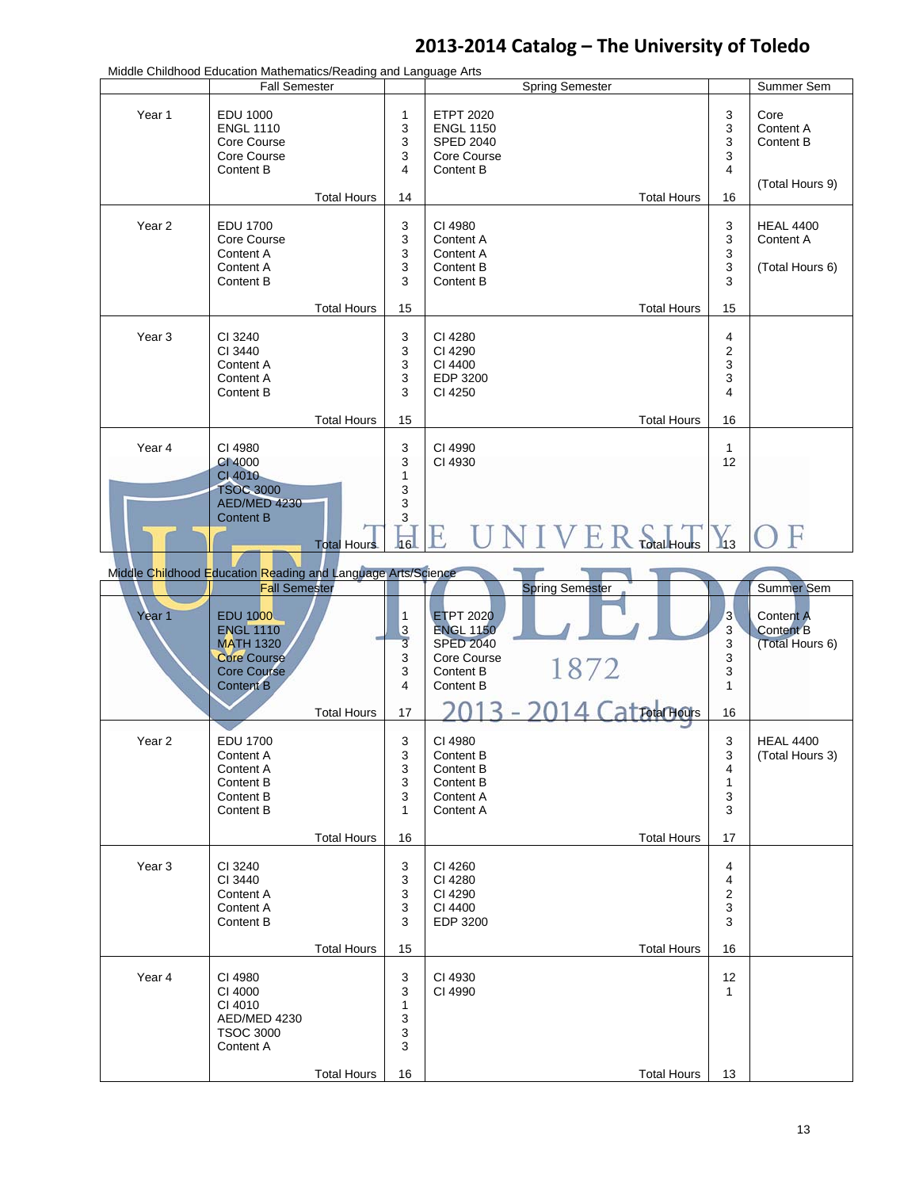Middle Childhood Education Mathematics/Reading and Language Arts

| | Fall Semester | | Spring Semester | | Summer Sem |
|---|---|---|---|---|---|
| Year 1 | EDU 1000<br>ENGL 1110<br>Core Course<br>Core Course<br>Content B | 1<br>3<br>3<br>3<br>4 | ETPT 2020<br>ENGL 1150<br>SPED 2040<br>Core Course<br>Content B | 3<br>3<br>3<br>3<br>4 | Core<br>Content A<br>Content B<br><br>(Total Hours 9) |
| | Total Hours | 14 | Total Hours | 16 | |
| Year 2 | EDU 1700<br>Core Course<br>Content A<br>Content A<br>Content B | 3<br>3<br>3<br>3<br>3 | CI 4980<br>Content A<br>Content A<br>Content B<br>Content B | 3<br>3<br>3<br>3<br>3 | HEAL 4400<br>Content A<br><br>(Total Hours 6) |
| | Total Hours | 15 | Total Hours | 15 | |
| Year 3 | CI 3240<br>CI 3440<br>Content A<br>Content A<br>Content B | 3<br>3<br>3<br>3<br>3 | CI 4280<br>CI 4290<br>CI 4400<br>EDP 3200<br>CI 4250 | 4<br>2<br>3<br>3<br>4 | |
| | Total Hours | 15 | Total Hours | 16 | |
| Year 4 | CI 4980<br>CI 4000<br>CI 4010<br>TSOC 3000<br>AED/MED 4230<br>Content B | 3<br>3<br>1<br>3<br>3<br>3 | CI 4990<br>CI 4930 | 1<br>12 | |
| | Total Hours | 16 | Total Hours | 13 | |

Middle Childhood Education Reading and Language Arts/Science

| | Fall Semester | | Spring Semester | | Summer Sem |
|---|---|---|---|---|---|
| Year 1 | EDU 1000<br>ENGL 1110<br>MATH 1320<br>Core Course<br>Core Course<br>Content B | 1<br>3<br>3<br>3<br>3<br>4 | ETPT 2020<br>ENGL 1150<br>SPED 2040<br>Core Course<br>Content B<br>Content B | 3<br>3<br>3<br>3<br>3<br>1 | Content A<br>Content B<br>(Total Hours 6) |
| | Total Hours | 17 | Total Hours | 16 | |
| Year 2 | EDU 1700<br>Content A<br>Content A<br>Content B<br>Content B<br>Content B | 3<br>3<br>3<br>3<br>3<br>1 | CI 4980<br>Content B<br>Content B<br>Content B<br>Content A<br>Content A | 3<br>3<br>4<br>1<br>3<br>3 | HEAL 4400<br>(Total Hours 3) |
| | Total Hours | 16 | Total Hours | 17 | |
| Year 3 | CI 3240<br>CI 3440<br>Content A<br>Content A<br>Content B | 3<br>3<br>3<br>3<br>3 | CI 4260<br>CI 4280<br>CI 4290<br>CI 4400<br>EDP 3200 | 4<br>4<br>2<br>3<br>3 | |
| | Total Hours | 15 | Total Hours | 16 | |
| Year 4 | CI 4980<br>CI 4000<br>CI 4010<br>AED/MED 4230<br>TSOC 3000<br>Content A | 3<br>3<br>1<br>3<br>3<br>3 | CI 4930<br>CI 4990 | 12<br>1 | |
| | Total Hours | 16 | Total Hours | 13 | |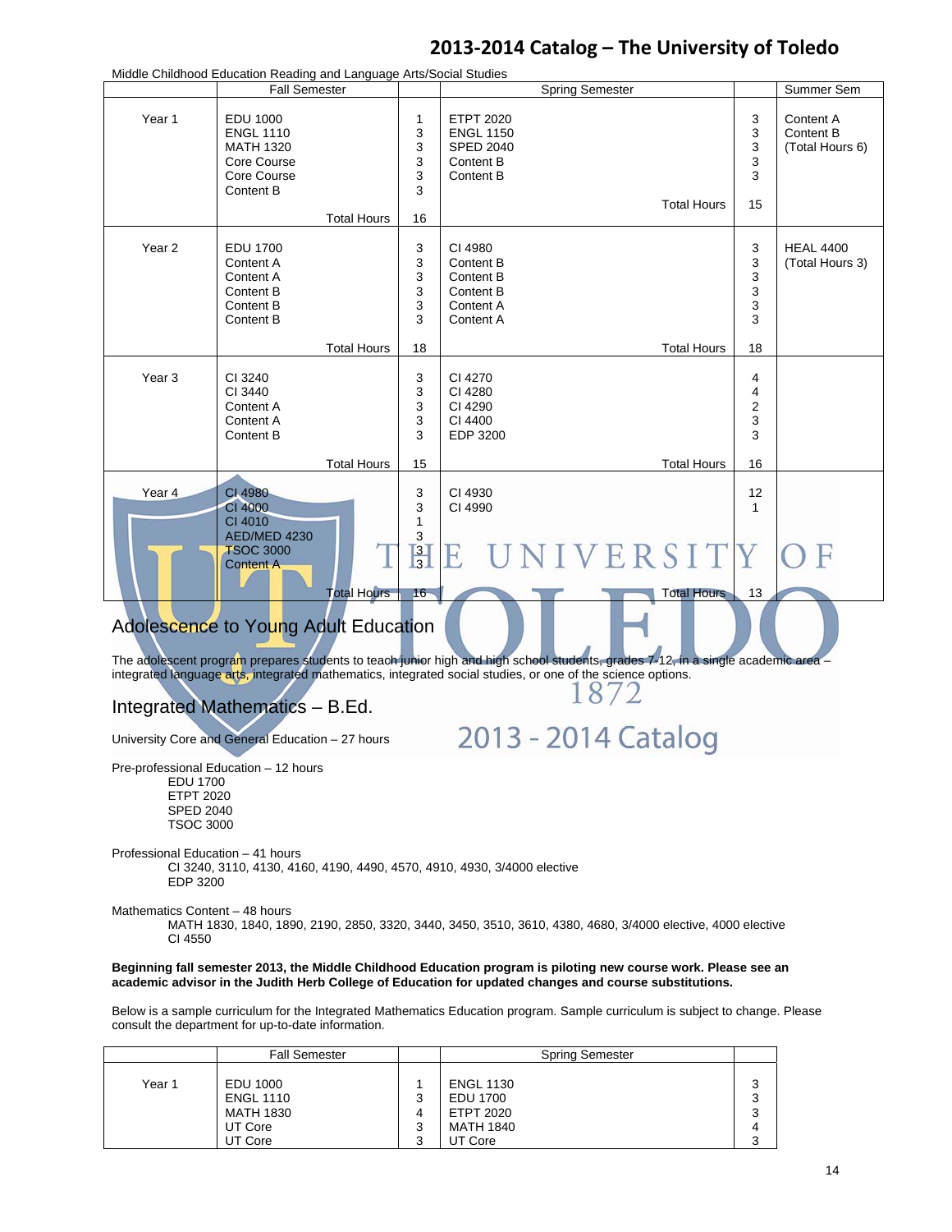Middle Childhood Education Reading and Language Arts/Social Studies

| | Fall Semester | | Spring Semester | | Summer Sem |
|---|---|---|---|---|---|
| Year 1 | EDU 1000<br>ENGL 1110<br>MATH 1320<br>Core Course<br>Core Course<br>Content B | 1<br>3<br>3<br>3<br>3<br>3 | ETPT 2020<br>ENGL 1150<br>SPED 2040<br>Content B<br>Content B | 3<br>3<br>3<br>3<br>3 | Content A<br>Content B<br>(Total Hours 6) |
| | Total Hours | 16 | Total Hours | 15 | |
| Year 2 | EDU 1700<br>Content A<br>Content A<br>Content B<br>Content B<br>Content B | 3<br>3<br>3<br>3<br>3<br>3 | CI 4980<br>Content B<br>Content B<br>Content B<br>Content A<br>Content A | 3<br>3<br>3<br>3<br>3<br>3 | HEAL 4400<br>(Total Hours 3) |
| | Total Hours | 18 | Total Hours | 18 | |
| Year 3 | CI 3240<br>CI 3440<br>Content A<br>Content A<br>Content B | 3<br>3<br>3<br>3<br>3 | CI 4270<br>CI 4280<br>CI 4290<br>CI 4400<br>EDP 3200 | 4<br>4<br>2<br>3<br>3 | |
| | Total Hours | 15 | Total Hours | 16 | |
| Year 4 | CI 4980<br>CI 4000<br>CI 4010<br>AED/MED 4230<br>TSOC 3000<br>Content A | 3<br>3<br>1<br>3<br>3<br>3 | CI 4930<br>CI 4990 | 12<br>1 | |
| | Total Hours | 16 | Total Hours | 13 | |

## Adolescence to Young Adult Education

The adolescent program prepares students to teach junior high and high school students, grades 7-12, in a single academic area – integrated language arts, integrated mathematics, integrated social studies, or one of the science options.

## Integrated Mathematics – B.Ed.

University Core and General Education – 27 hours

Pre-professional Education – 12 hours
- EDU 1700
- ETPT 2020
- SPED 2040
- TSOC 3000

Professional Education – 41 hours
- CI 3240, 3110, 4130, 4160, 4190, 4490, 4570, 4910, 4930, 3/4000 elective
- EDP 3200

Mathematics Content – 48 hours
- MATH 1830, 1840, 1890, 2190, 2850, 3320, 3440, 3450, 3510, 3610, 4380, 4680, 3/4000 elective, 4000 elective
- CI 4550

**Beginning fall semester 2013, the Middle Childhood Education program is piloting new course work. Please see an academic advisor in the Judith Herb College of Education for updated changes and course substitutions.**

Below is a sample curriculum for the Integrated Mathematics Education program. Sample curriculum is subject to change. Please consult the department for up-to-date information.

| | Fall Semester | | Spring Semester | |
|---|---|---|---|---|
| Year 1 | EDU 1000<br>ENGL 1110<br>MATH 1830<br>UT Core<br>UT Core | 1<br>3<br>4<br>3<br>3 | ENGL 1130<br>EDU 1700<br>ETPT 2020<br>MATH 1840<br>UT Core | 3<br>3<br>3<br>4<br>3 |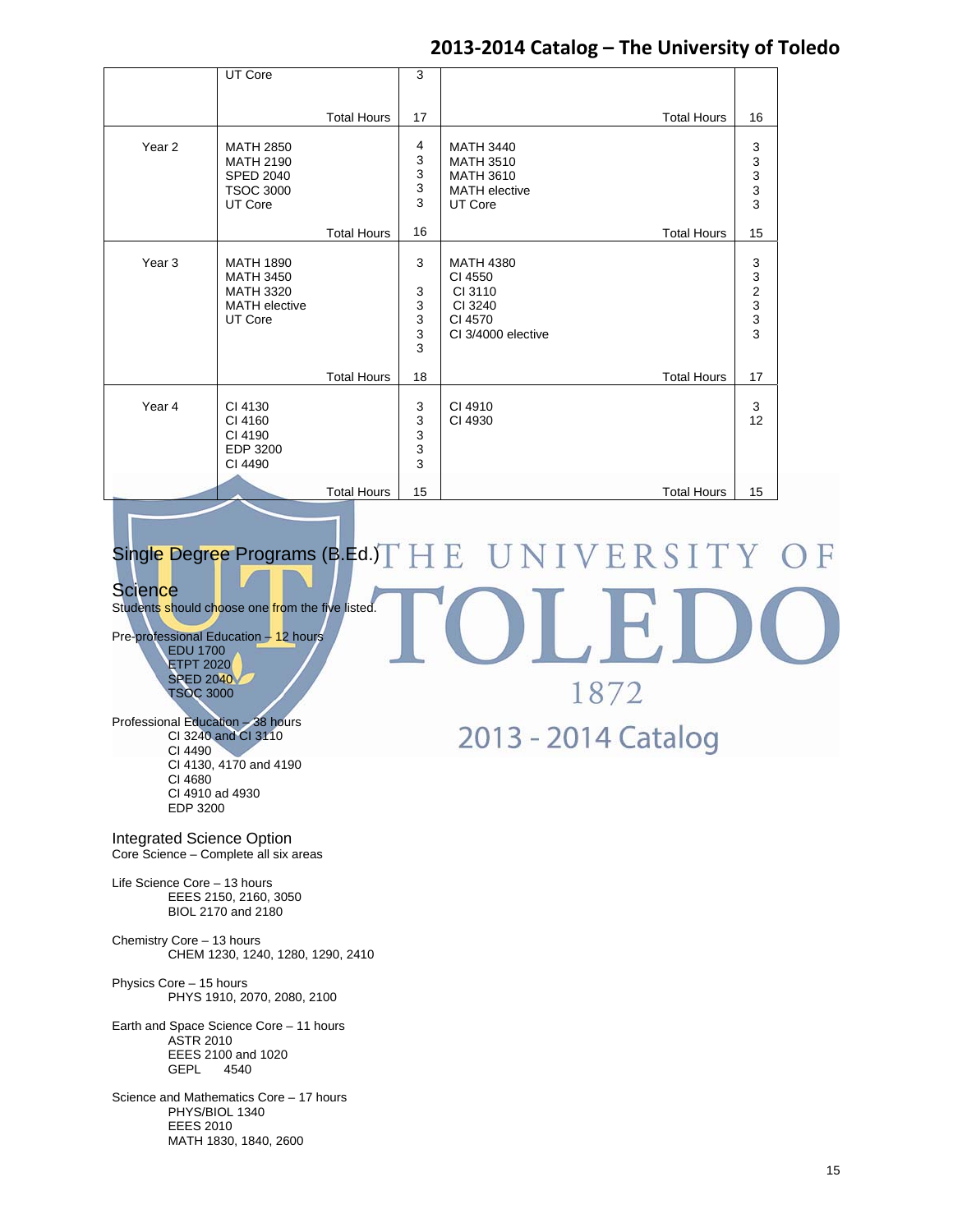| | | | | |
|---|---|---|---|---|
| | UT Core | 3 | | |
| | Total Hours | 17 | Total Hours | 16 |
| Year 2 | MATH 2850<br>MATH 2190<br>SPED 2040<br>TSOC 3000<br>UT Core | 4<br>3<br>3<br>3<br>3 | MATH 3440<br>MATH 3510<br>MATH 3610<br>MATH elective<br>UT Core | 3<br>3<br>3<br>3<br>3 |
| | Total Hours | 16 | Total Hours | 15 |
| Year 3 | MATH 1890<br>MATH 3450<br>MATH 3320<br>MATH elective<br>UT Core | 3<br><br>3<br>3<br>3<br>3<br>3 | MATH 4380<br>CI 4550<br>CI 3110<br>CI 3240<br>CI 4570<br>CI 3/4000 elective | 3<br>3<br>2<br>3<br>3<br>3 |
| | Total Hours | 18 | Total Hours | 17 |
| Year 4 | CI 4130<br>CI 4160<br>CI 4190<br>EDP 3200<br>CI 4490 | 3<br>3<br>3<br>3<br>3 | CI 4910<br>CI 4930 | 3<br>12 |
| | Total Hours | 15 | Total Hours | 15 |

## Single Degree Programs (B.Ed.)

### Science

Students should choose one from the five listed.

Pre-professional Education – 12 hours
- EDU 1700
- ETPT 2020
- SPED 2040
- TSOC 3000

Professional Education – 38 hours
- CI 3240 and CI 3110
- CI 4490
- CI 4130, 4170 and 4190
- CI 4680
- CI 4910 ad 4930
- EDP 3200

### Integrated Science Option

Core Science – Complete all six areas

Life Science Core – 13 hours
- EEES 2150, 2160, 3050
- BIOL 2170 and 2180

Chemistry Core – 13 hours
- CHEM 1230, 1240, 1280, 1290, 2410

Physics Core – 15 hours
- PHYS 1910, 2070, 2080, 2100

Earth and Space Science Core – 11 hours
- ASTR 2010
- EEES 2100 and 1020
- GEPL 4540

Science and Mathematics Core – 17 hours
- PHYS/BIOL 1340
- EEES 2010
- MATH 1830, 1840, 2600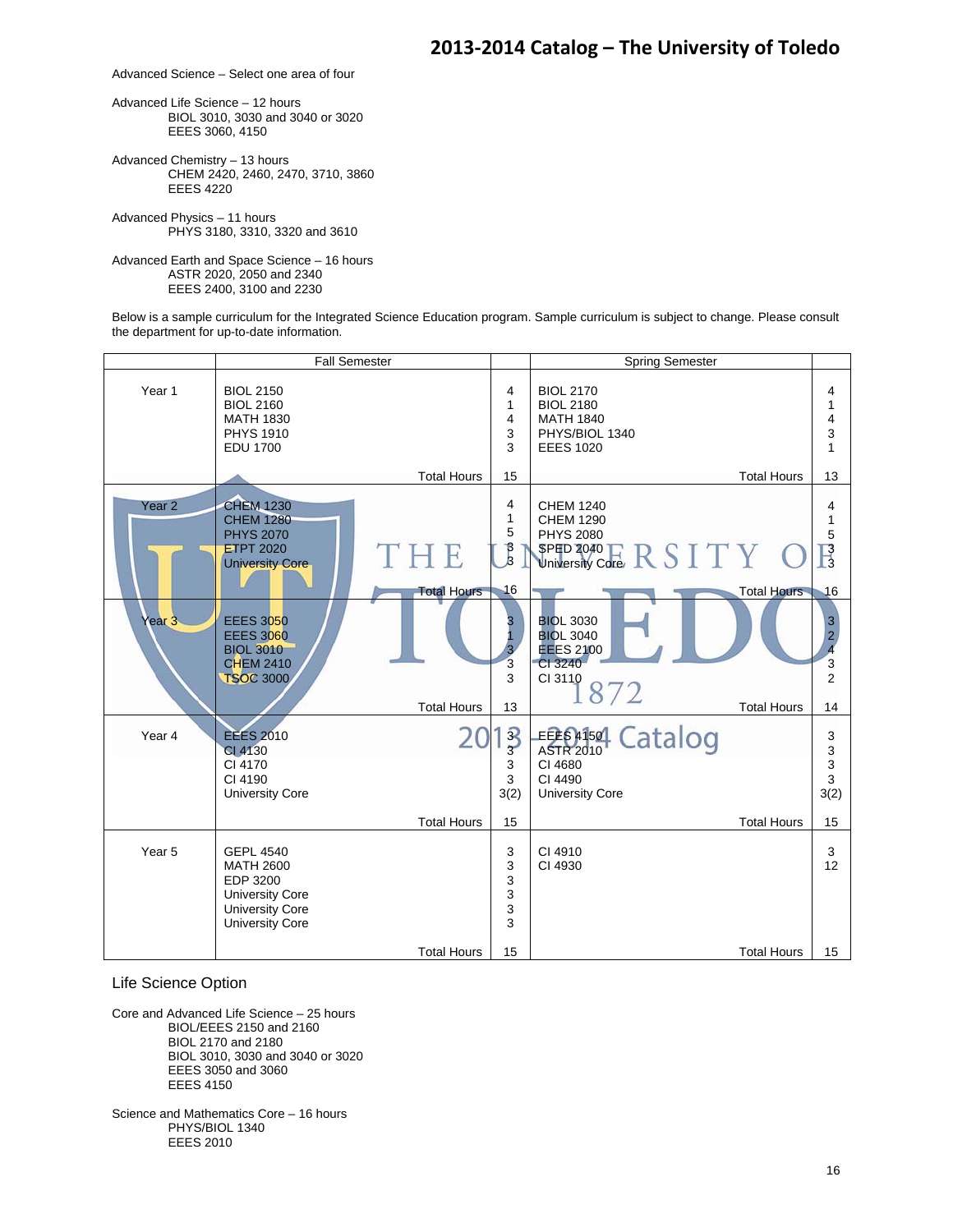Advanced Science – Select one area of four

Advanced Life Science – 12 hours
BIOL 3010, 3030 and 3040 or 3020
EEES 3060, 4150

Advanced Chemistry – 13 hours
CHEM 2420, 2460, 2470, 3710, 3860
EEES 4220

Advanced Physics – 11 hours
PHYS 3180, 3310, 3320 and 3610

Advanced Earth and Space Science – 16 hours
ASTR 2020, 2050 and 2340
EEES 2400, 3100 and 2230

Below is a sample curriculum for the Integrated Science Education program. Sample curriculum is subject to change. Please consult the department for up-to-date information.

| | Fall Semester | | Spring Semester | |
|---|---|---|---|---|
| Year 1 | BIOL 2150<br>BIOL 2160<br>MATH 1830<br>PHYS 1910<br>EDU 1700 | 4<br>1<br>4<br>3<br>3 | BIOL 2170<br>BIOL 2180<br>MATH 1840<br>PHYS/BIOL 1340<br>EEES 1020 | 4<br>1<br>4<br>3<br>1 |
| | Total Hours | 15 | Total Hours | 13 |
| Year 2 | CHEM 1230<br>CHEM 1280<br>PHYS 2070<br>ETPT 2020<br>University Core | 4<br>1<br>5<br>3<br>3 | CHEM 1240<br>CHEM 1290<br>PHYS 2080<br>SPED 2040<br>University Core | 4<br>1<br>5<br>3<br>3 |
| | Total Hours | 16 | Total Hours | 16 |
| Year 3 | EEES 3050<br>EEES 3060<br>BIOL 3010<br>CHEM 2410<br>TSOC 3000 | 3<br>1<br>3<br>3<br>3 | BIOL 3030<br>BIOL 3040<br>EEES 2100<br>CI 3240<br>CI 3110 | 3<br>2<br>4<br>3<br>2 |
| | Total Hours | 13 | Total Hours | 14 |
| Year 4 | EEES 2010<br>CI 4130<br>CI 4170<br>CI 4190<br>University Core | 3<br>3<br>3<br>3<br>3(2) | EEES 4150<br>ASTR 2010<br>CI 4680<br>CI 4490<br>University Core | 3<br>3<br>3<br>3<br>3(2) |
| | Total Hours | 15 | Total Hours | 15 |
| Year 5 | GEPL 4540<br>MATH 2600<br>EDP 3200<br>University Core<br>University Core<br>University Core | 3<br>3<br>3<br>3<br>3<br>3 | CI 4910<br>CI 4930 | 3<br>12 |
| | Total Hours | 15 | Total Hours | 15 |

## Life Science Option

Core and Advanced Life Science – 25 hours
BIOL/EEES 2150 and 2160
BIOL 2170 and 2180
BIOL 3010, 3030 and 3040 or 3020
EEES 3050 and 3060
EEES 4150

Science and Mathematics Core – 16 hours
PHYS/BIOL 1340
EEES 2010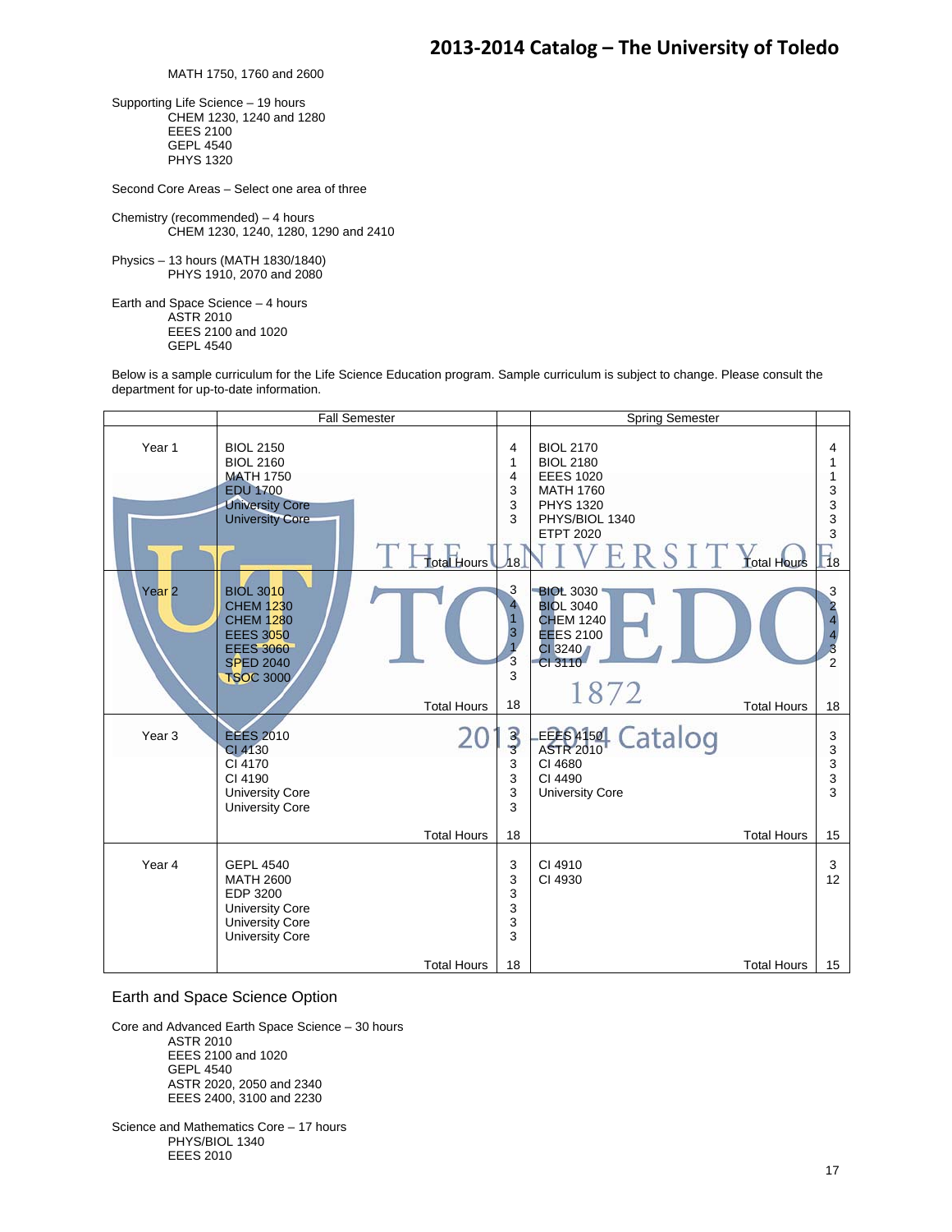MATH 1750, 1760 and 2600

Supporting Life Science – 19 hours
- CHEM 1230, 1240 and 1280
- EEES 2100
- GEPL 4540
- PHYS 1320

Second Core Areas – Select one area of three

Chemistry (recommended) – 4 hours
- CHEM 1230, 1240, 1280, 1290 and 2410

Physics – 13 hours (MATH 1830/1840)
- PHYS 1910, 2070 and 2080

Earth and Space Science – 4 hours
- ASTR 2010
- EEES 2100 and 1020
- GEPL 4540

Below is a sample curriculum for the Life Science Education program. Sample curriculum is subject to change. Please consult the department for up-to-date information.

| | Fall Semester | | Spring Semester | |
|---|---|---|---|---|
| Year 1 | BIOL 2150<br>BIOL 2160<br>MATH 1750<br>EDU 1700<br>University Core<br>University Core | 4<br>1<br>4<br>3<br>3<br>3 | BIOL 2170<br>BIOL 2180<br>EEES 1020<br>MATH 1760<br>PHYS 1320<br>PHYS/BIOL 1340<br>ETPT 2020 | 4<br>1<br>1<br>3<br>3<br>3<br>3 |
| | Total Hours | 18 | Total Hours | 18 |
| Year 2 | BIOL 3010<br>CHEM 1230<br>CHEM 1280<br>EEES 3050<br>EEES 3060<br>SPED 2040<br>TSOC 3000 | 3<br>4<br>1<br>3<br>1<br>3<br>3 | BIOL 3030<br>BIOL 3040<br>CHEM 1240<br>EEES 2100<br>CI 3240<br>CI 3110 | 3<br>2<br>4<br>4<br>3<br>2 |
| | Total Hours | 18 | Total Hours | 18 |
| Year 3 | EEES 2010<br>CI 4130<br>CI 4170<br>CI 4190<br>University Core<br>University Core | 3<br>3<br>3<br>3<br>3<br>3 | EEES 4150<br>ASTR 2010<br>CI 4680<br>CI 4490<br>University Core | 3<br>3<br>3<br>3<br>3 |
| | Total Hours | 18 | Total Hours | 15 |
| Year 4 | GEPL 4540<br>MATH 2600<br>EDP 3200<br>University Core<br>University Core<br>University Core | 3<br>3<br>3<br>3<br>3<br>3 | CI 4910<br>CI 4930 | 3<br>12 |
| | Total Hours | 18 | Total Hours | 15 |

## Earth and Space Science Option

Core and Advanced Earth Space Science – 30 hours
- ASTR 2010
- EEES 2100 and 1020
- GEPL 4540
- ASTR 2020, 2050 and 2340
- EEES 2400, 3100 and 2230

Science and Mathematics Core – 17 hours
- PHYS/BIOL 1340
- EEES 2010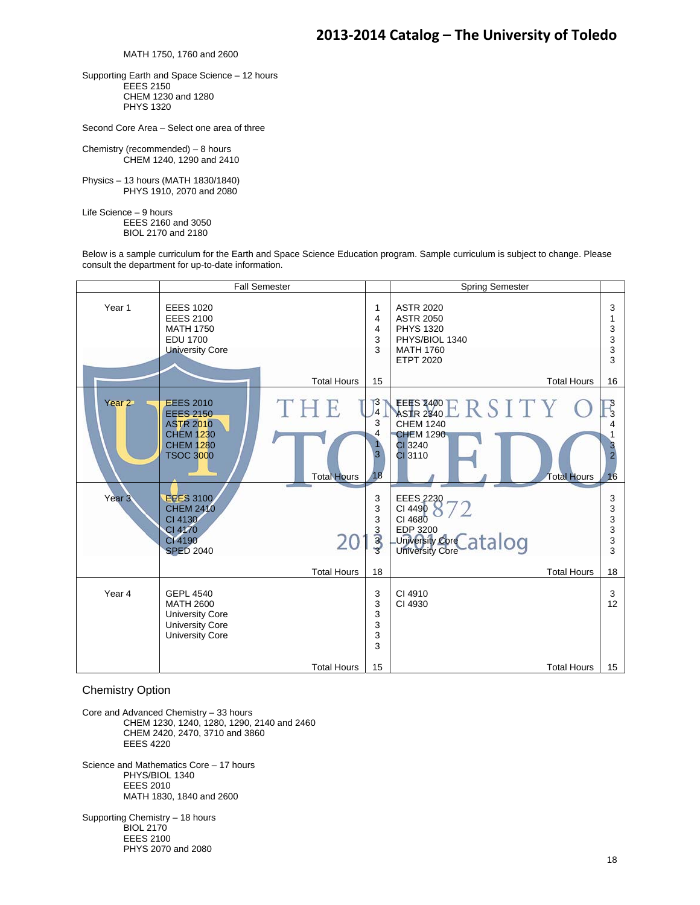MATH 1750, 1760 and 2600

Supporting Earth and Space Science – 12 hours
- EEES 2150
- CHEM 1230 and 1280
- PHYS 1320

Second Core Area – Select one area of three

Chemistry (recommended) – 8 hours
- CHEM 1240, 1290 and 2410

Physics – 13 hours (MATH 1830/1840)
- PHYS 1910, 2070 and 2080

Life Science – 9 hours
- EEES 2160 and 3050
- BIOL 2170 and 2180

Below is a sample curriculum for the Earth and Space Science Education program. Sample curriculum is subject to change. Please consult the department for up-to-date information.

| | Fall Semester | | Spring Semester | |
|---|---|---|---|---|
| Year 1 | EEES 1020 | 1 | ASTR 2020 | 3 |
| | EEES 2100 | 4 | ASTR 2050 | 1 |
| | MATH 1750 | 4 | PHYS 1320 | 3 |
| | EDU 1700 | 3 | PHYS/BIOL 1340 | 3 |
| | University Core | 3 | MATH 1760 | 3 |
| | | | ETPT 2020 | 3 |
| | Total Hours | 15 | Total Hours | 16 |
| Year 2 | EEES 2010 | 3 | EEES 2400 | 3 |
| | EEES 2150 | 4 | ASTR 2840 | 3 |
| | ASTR 2010 | 3 | CHEM 1240 | 4 |
| | CHEM 1230 | 4 | CHEM 1290 | 1 |
| | CHEM 1280 | 1 | CI 3240 | 3 |
| | TSOC 3000 | 3 | CI 3110 | 2 |
| | Total Hours | 18 | Total Hours | 16 |
| Year 3 | EEES 3100 | 3 | EEES 2230 | 3 |
| | CHEM 2410 | 3 | CI 4490 | 3 |
| | CI 4130 | 3 | CI 4680 | 3 |
| | CI 4170 | 3 | EDP 3200 | 3 |
| | CI 4190 | 3 | University Core | 3 |
| | SPED 2040 | 3 | University Core | 3 |
| | Total Hours | 18 | Total Hours | 18 |
| Year 4 | GEPL 4540 | 3 | CI 4910 | 3 |
| | MATH 2600 | 3 | CI 4930 | 12 |
| | University Core | 3 | | |
| | University Core | 3 | | |
| | University Core | 3 | | |
| | | 3 | | |
| | Total Hours | 15 | Total Hours | 15 |

## Chemistry Option

Core and Advanced Chemistry – 33 hours
- CHEM 1230, 1240, 1280, 1290, 2140 and 2460
- CHEM 2420, 2470, 3710 and 3860
- EEES 4220

Science and Mathematics Core – 17 hours
- PHYS/BIOL 1340
- EEES 2010
- MATH 1830, 1840 and 2600

Supporting Chemistry – 18 hours
- BIOL 2170
- EEES 2100
- PHYS 2070 and 2080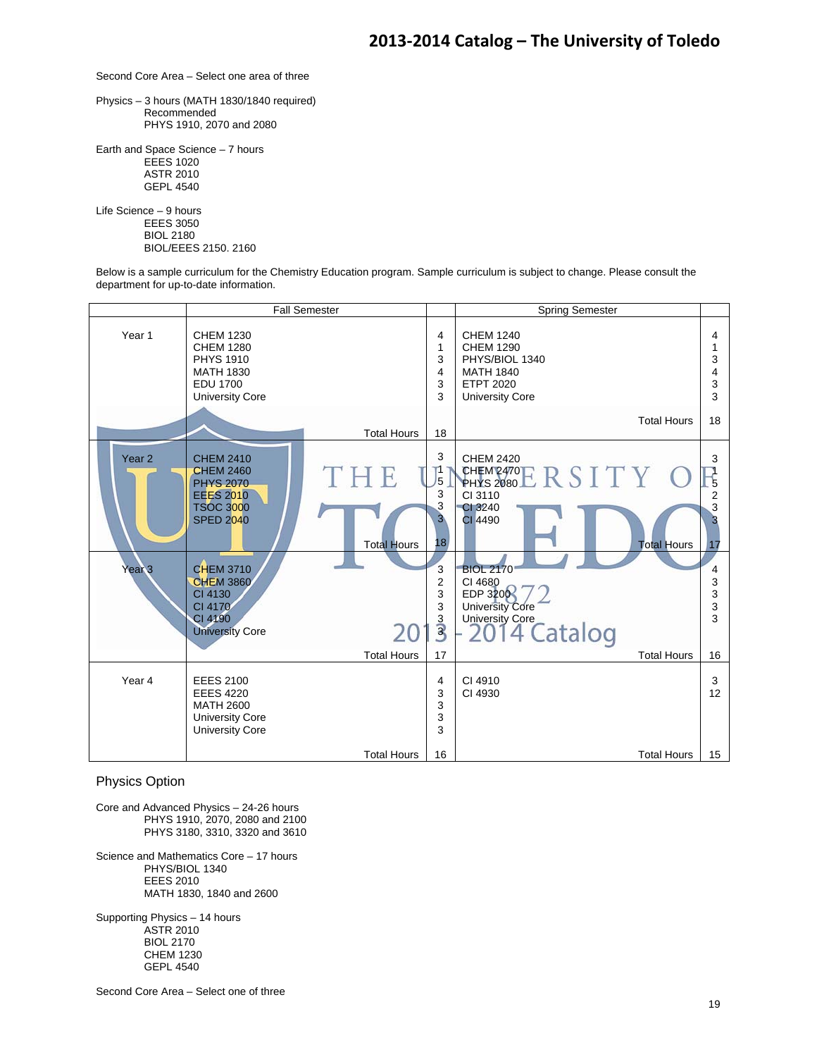Second Core Area – Select one area of three

Physics – 3 hours (MATH 1830/1840 required)
Recommended
PHYS 1910, 2070 and 2080

Earth and Space Science – 7 hours
EEES 1020
ASTR 2010
GEPL 4540

Life Science – 9 hours
EEES 3050
BIOL 2180
BIOL/EEES 2150. 2160

Below is a sample curriculum for the Chemistry Education program. Sample curriculum is subject to change. Please consult the department for up-to-date information.

| | Fall Semester | | Spring Semester | |
|---|---|---|---|---|
| Year 1 | CHEM 1230<br>CHEM 1280<br>PHYS 1910<br>MATH 1830<br>EDU 1700<br>University Core | 4<br>1<br>3<br>4<br>3<br>3 | CHEM 1240<br>CHEM 1290<br>PHYS/BIOL 1340<br>MATH 1840<br>ETPT 2020<br>University Core | 4<br>1<br>3<br>4<br>3<br>3 |
| | Total Hours | 18 | Total Hours | 18 |
| Year 2 | CHEM 2410<br>CHEM 2460<br>PHYS 2070<br>EEES 2010<br>TSOC 3000<br>SPED 2040 | 3<br>1<br>5<br>3<br>3<br>3 | CHEM 2420<br>CHEM 2470<br>PHYS 2080<br>CI 3110<br>CI 3240<br>CI 4490 | 3<br>1<br>5<br>2<br>3<br>3 |
| | Total Hours | 18 | Total Hours | 17 |
| Year 3 | CHEM 3710<br>CHEM 3860<br>CI 4130<br>CI 4170<br>CI 4190<br>University Core | 3<br>2<br>3<br>3<br>3<br>3 | BIOL 2170<br>CI 4680<br>EDP 3200<br>University Core<br>University Core | 4<br>3<br>3<br>3<br>3 |
| | Total Hours | 17 | Total Hours | 16 |
| Year 4 | EEES 2100<br>EEES 4220<br>MATH 2600<br>University Core<br>University Core | 4<br>3<br>3<br>3<br>3 | CI 4910<br>CI 4930 | 3<br>12 |
| | Total Hours | 16 | Total Hours | 15 |

## Physics Option

Core and Advanced Physics – 24-26 hours
PHYS 1910, 2070, 2080 and 2100
PHYS 3180, 3310, 3320 and 3610

Science and Mathematics Core – 17 hours
PHYS/BIOL 1340
EEES 2010
MATH 1830, 1840 and 2600

Supporting Physics – 14 hours
ASTR 2010
BIOL 2170
CHEM 1230
GEPL 4540

Second Core Area – Select one of three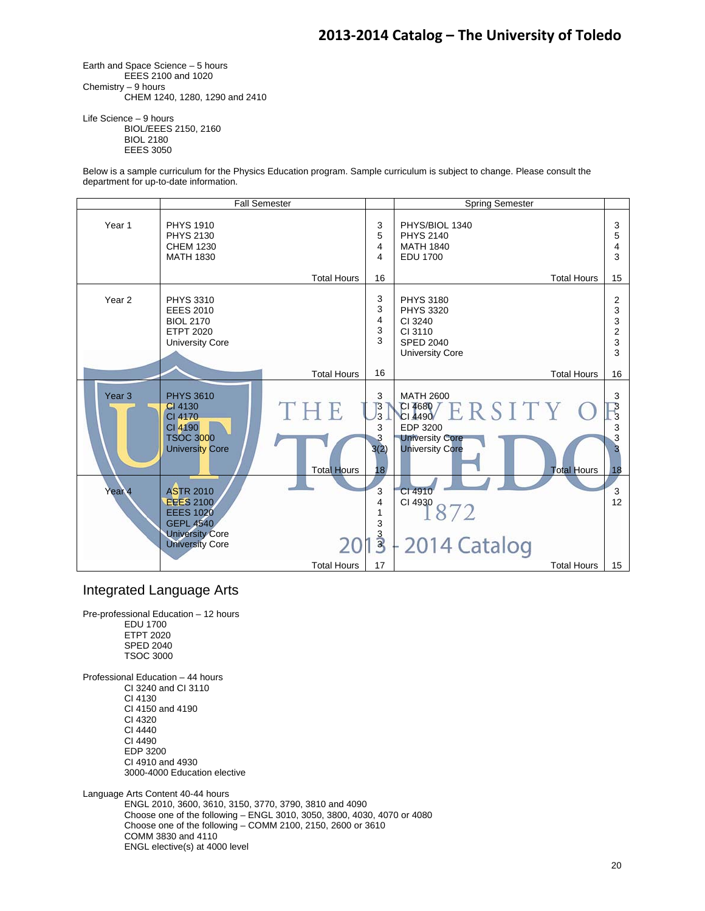Earth and Space Science – 5 hours
- EEES 2100 and 1020

Chemistry – 9 hours
- CHEM 1240, 1280, 1290 and 2410

Life Science – 9 hours
- BIOL/EEES 2150, 2160
- BIOL 2180
- EEES 3050

Below is a sample curriculum for the Physics Education program. Sample curriculum is subject to change. Please consult the department for up-to-date information.

| | Fall Semester | | Spring Semester | |
|---|---|---|---|---|
| Year 1 | PHYS 1910<br>PHYS 2130<br>CHEM 1230<br>MATH 1830 | 3<br>5<br>4<br>4 | PHYS/BIOL 1340<br>PHYS 2140<br>MATH 1840<br>EDU 1700 | 3<br>5<br>4<br>3 |
| | Total Hours | 16 | Total Hours | 15 |
| Year 2 | PHYS 3310<br>EEES 2010<br>BIOL 2170<br>ETPT 2020<br>University Core | 3<br>3<br>4<br>3<br>3 | PHYS 3180<br>PHYS 3320<br>CI 3240<br>CI 3110<br>SPED 2040<br>University Core | 2<br>3<br>3<br>2<br>3<br>3 |
| | Total Hours | 16 | Total Hours | 16 |
| Year 3 | PHYS 3610<br>CI 4130<br>CI 4170<br>CI 4190<br>TSOC 3000<br>University Core | 3<br>3<br>3<br>3<br>3<br>3(2) | MATH 2600<br>CI 4680<br>CI 4490<br>EDP 3200<br>University Core<br>University Core | 3<br>3<br>3<br>3<br>3<br>3 |
| | Total Hours | 18 | Total Hours | 18 |
| Year 4 | ASTR 2010<br>EEES 2100<br>EEES 1020<br>GEPL 4540<br>University Core<br>University Core | 3<br>4<br>1<br>3<br>3<br>3 | CI 4910<br>CI 4930 | 3<br>12 |
| | Total Hours | 17 | Total Hours | 15 |

## Integrated Language Arts

Pre-professional Education – 12 hours
- EDU 1700
- ETPT 2020
- SPED 2040
- TSOC 3000

Professional Education – 44 hours
- CI 3240 and CI 3110
- CI 4130
- CI 4150 and 4190
- CI 4320
- CI 4440
- CI 4490
- EDP 3200
- CI 4910 and 4930
- 3000-4000 Education elective

Language Arts Content 40-44 hours
- ENGL 2010, 3600, 3610, 3150, 3770, 3790, 3810 and 4090
- Choose one of the following – ENGL 3010, 3050, 3800, 4030, 4070 or 4080
- Choose one of the following – COMM 2100, 2150, 2600 or 3610
- COMM 3830 and 4110
- ENGL elective(s) at 4000 level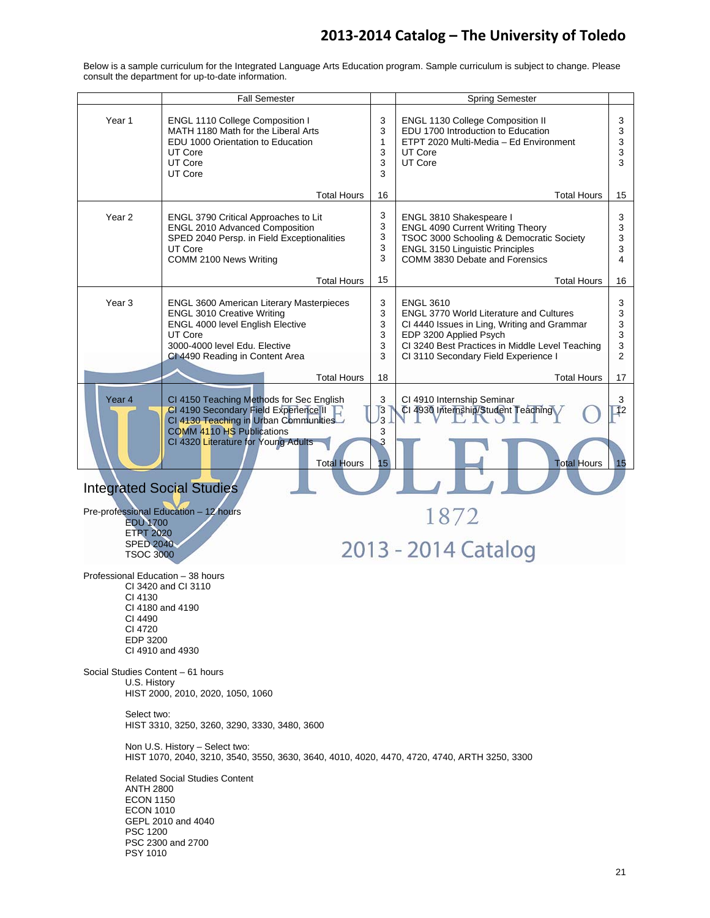Below is a sample curriculum for the Integrated Language Arts Education program. Sample curriculum is subject to change. Please consult the department for up-to-date information.

| | Fall Semester | | Spring Semester | |
|---|---|---|---|---|
| Year 1 | ENGL 1110 College Composition I | 3 | ENGL 1130 College Composition II | 3 |
| | MATH 1180 Math for the Liberal Arts | 3 | EDU 1700 Introduction to Education | 3 |
| | EDU 1000 Orientation to Education | 1 | ETPT 2020 Multi-Media – Ed Environment | 3 |
| | UT Core | 3 | UT Core | 3 |
| | UT Core | 3 | UT Core | 3 |
| | UT Core | 3 | | |
| | Total Hours | 16 | Total Hours | 15 |
| Year 2 | ENGL 3790 Critical Approaches to Lit | 3 | ENGL 3810 Shakespeare I | 3 |
| | ENGL 2010 Advanced Composition | 3 | ENGL 4090 Current Writing Theory | 3 |
| | SPED 2040 Persp. in Field Exceptionalities | 3 | TSOC 3000 Schooling & Democratic Society | 3 |
| | UT Core | 3 | ENGL 3150 Linguistic Principles | 3 |
| | COMM 2100 News Writing | 3 | COMM 3830 Debate and Forensics | 4 |
| | Total Hours | 15 | Total Hours | 16 |
| Year 3 | ENGL 3600 American Literary Masterpieces | 3 | ENGL 3610 | 3 |
| | ENGL 3010 Creative Writing | 3 | ENGL 3770 World Literature and Cultures | 3 |
| | ENGL 4000 level English Elective | 3 | CI 4440 Issues in Ling, Writing and Grammar | 3 |
| | UT Core | 3 | EDP 3200 Applied Psych | 3 |
| | 3000-4000 level Edu. Elective | 3 | CI 3240 Best Practices in Middle Level Teaching | 3 |
| | CI 4490 Reading in Content Area | 3 | CI 3110 Secondary Field Experience I | 2 |
| | Total Hours | 18 | Total Hours | 17 |
| Year 4 | CI 4150 Teaching Methods for Sec English | 3 | CI 4910 Internship Seminar | 3 |
| | CI 4190 Secondary Field Experience II | 3 | CI 4930 Internship/Student Teaching | 12 |
| | CI 4130 Teaching in Urban Communities | 3 | | |
| | COMM 4110 HS Publications | 3 | | |
| | CI 4320 Literature for Young Adults | 3 | | |
| | Total Hours | 15 | Total Hours | 15 |

## Integrated Social Studies

Pre-professional Education – 12 hours
- EDU 1700
- ETPT 2020
- SPED 2040
- TSOC 3000

Professional Education – 38 hours
- CI 3420 and CI 3110
- CI 4130
- CI 4180 and 4190
- CI 4490
- CI 4720
- EDP 3200
- CI 4910 and 4930

Social Studies Content – 61 hours

U.S. History
HIST 2000, 2010, 2020, 1050, 1060

Select two:
HIST 3310, 3250, 3260, 3290, 3330, 3480, 3600

Non U.S. History – Select two:
HIST 1070, 2040, 3210, 3540, 3550, 3630, 3640, 4010, 4020, 4470, 4720, 4740, ARTH 3250, 3300

Related Social Studies Content
- ANTH 2800
- ECON 1150
- ECON 1010
- GEPL 2010 and 4040
- PSC 1200
- PSC 2300 and 2700
- PSY 1010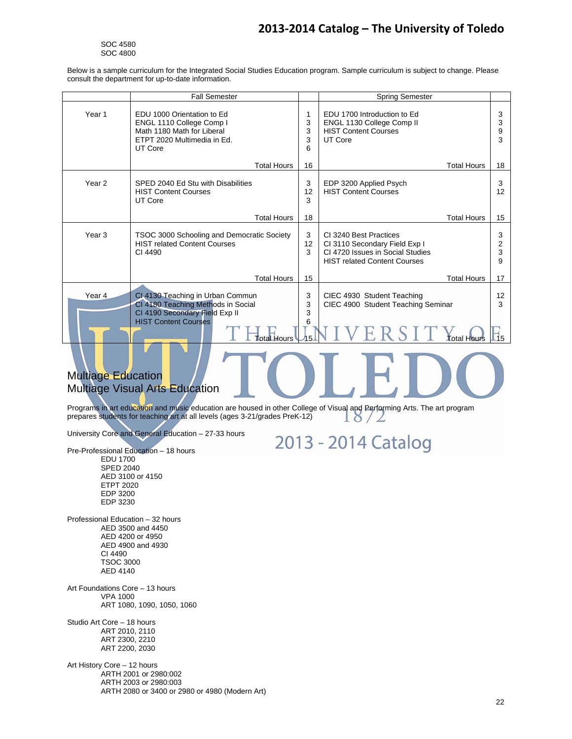SOC 4580
SOC 4800

Below is a sample curriculum for the Integrated Social Studies Education program. Sample curriculum is subject to change. Please consult the department for up-to-date information.

| | Fall Semester | | Spring Semester | |
|---|---|---|---|---|
| Year 1 | EDU 1000 Orientation to Ed<br>ENGL 1110 College Comp I<br>Math 1180 Math for Liberal<br>ETPT 2020 Multimedia in Ed.<br>UT Core | 1<br>3<br>3<br>3<br>6 | EDU 1700 Introduction to Ed<br>ENGL 1130 College Comp II<br>HIST Content Courses<br>UT Core | 3<br>3<br>9<br>3 |
| | Total Hours | 16 | Total Hours | 18 |
| Year 2 | SPED 2040 Ed Stu with Disabilities<br>HIST Content Courses<br>UT Core | 3<br>12<br>3 | EDP 3200 Applied Psych<br>HIST Content Courses | 3<br>12 |
| | Total Hours | 18 | Total Hours | 15 |
| Year 3 | TSOC 3000 Schooling and Democratic Society<br>HIST related Content Courses<br>CI 4490 | 3<br>12<br>3 | CI 3240 Best Practices<br>CI 3110 Secondary Field Exp I<br>CI 4720 Issues in Social Studies<br>HIST related Content Courses | 3<br>2<br>3<br>9 |
| | Total Hours | 15 | Total Hours | 17 |
| Year 4 | CI 4130 Teaching in Urban Commun<br>CI 4180 Teaching Methods in Social<br>CI 4190 Secondary Field Exp II<br>HIST Content Courses | 3<br>3<br>3<br>6 | CIEC 4930 Student Teaching<br>CIEC 4900 Student Teaching Seminar | 12<br>3 |
| | Total Hours | 15 | Total Hours | 15 |

## Multiage Education
## Multiage Visual Arts Education

Programs in art education and music education are housed in other College of Visual and Performing Arts. The art program prepares students for teaching art at all levels (ages 3-21/grades PreK-12)

University Core and General Education – 27-33 hours

Pre-Professional Education – 18 hours
- EDU 1700
- SPED 2040
- AED 3100 or 4150
- ETPT 2020
- EDP 3200
- EDP 3230

Professional Education – 32 hours
- AED 3500 and 4450
- AED 4200 or 4950
- AED 4900 and 4930
- CI 4490
- TSOC 3000
- AED 4140

Art Foundations Core – 13 hours
- VPA 1000
- ART 1080, 1090, 1050, 1060

Studio Art Core – 18 hours
- ART 2010, 2110
- ART 2300, 2210
- ART 2200, 2030

Art History Core – 12 hours
- ARTH 2001 or 2980:002
- ARTH 2003 or 2980:003
- ARTH 2080 or 3400 or 2980 or 4980 (Modern Art)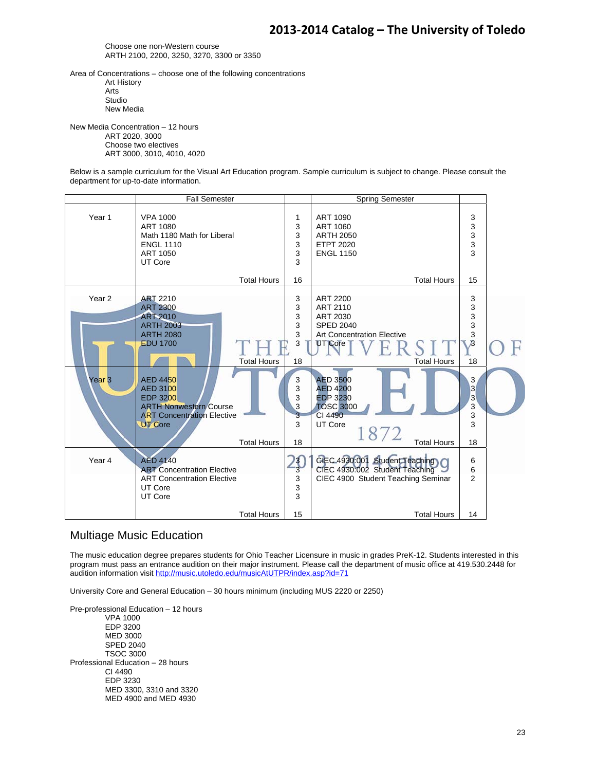Choose one non-Western course
ARTH 2100, 2200, 3250, 3270, 3300 or 3350

Area of Concentrations – choose one of the following concentrations
- Art History
- Arts
- Studio
- New Media

New Media Concentration – 12 hours
- ART 2020, 3000
- Choose two electives
- ART 3000, 3010, 4010, 4020

Below is a sample curriculum for the Visual Art Education program. Sample curriculum is subject to change. Please consult the department for up-to-date information.

| | Fall Semester | | Spring Semester | |
|---|---|---|---|---|
| Year 1 | VPA 1000<br>ART 1080<br>Math 1180 Math for Liberal<br>ENGL 1110<br>ART 1050<br>UT Core | 1<br>3<br>3<br>3<br>3<br>3 | ART 1090<br>ART 1060<br>ARTH 2050<br>ETPT 2020<br>ENGL 1150 | 3<br>3<br>3<br>3<br>3 |
| | Total Hours | 16 | Total Hours | 15 |
| Year 2 | ART 2210<br>ART 2300<br>ART 2010<br>ARTH 2003<br>ARTH 2080<br>EDU 1700 | 3<br>3<br>3<br>3<br>3<br>3 | ART 2200<br>ART 2110<br>ART 2030<br>SPED 2040<br>Art Concentration Elective<br>UT Core | 3<br>3<br>3<br>3<br>3<br>3 |
| | Total Hours | 18 | Total Hours | 18 |
| Year 3 | AED 4450<br>AED 3100<br>EDP 3200<br>ARTH Nonwestern Course<br>ART Concentration Elective<br>UT Core | 3<br>3<br>3<br>3<br>3<br>3 | AED 3500<br>AED 4200<br>EDP 3230<br>TOSC 3000<br>CI 4490<br>UT Core | 3<br>3<br>3<br>3<br>3<br>3 |
| | Total Hours | 18 | Total Hours | 18 |
| Year 4 | AED 4140<br>ART Concentration Elective<br>ART Concentration Elective<br>UT Core<br>UT Core | 3<br>3<br>3<br>3<br>3 | CIEC 4930:001 Student Teaching<br>CIEC 4930:002 Student Teaching<br>CIEC 4900 Student Teaching Seminar | 6<br>6<br>2 |
| | Total Hours | 15 | Total Hours | 14 |

## Multiage Music Education

The music education degree prepares students for Ohio Teacher Licensure in music in grades PreK-12. Students interested in this program must pass an entrance audition on their major instrument. Please call the department of music office at 419.530.2448 for audition information visit http://music.utoledo.edu/musicAtUTPR/index.asp?id=71

University Core and General Education – 30 hours minimum (including MUS 2220 or 2250)

Pre-professional Education – 12 hours
- VPA 1000
- EDP 3200
- MED 3000
- SPED 2040
- TSOC 3000

Professional Education – 28 hours
- CI 4490
- EDP 3230
- MED 3300, 3310 and 3320
- MED 4900 and MED 4930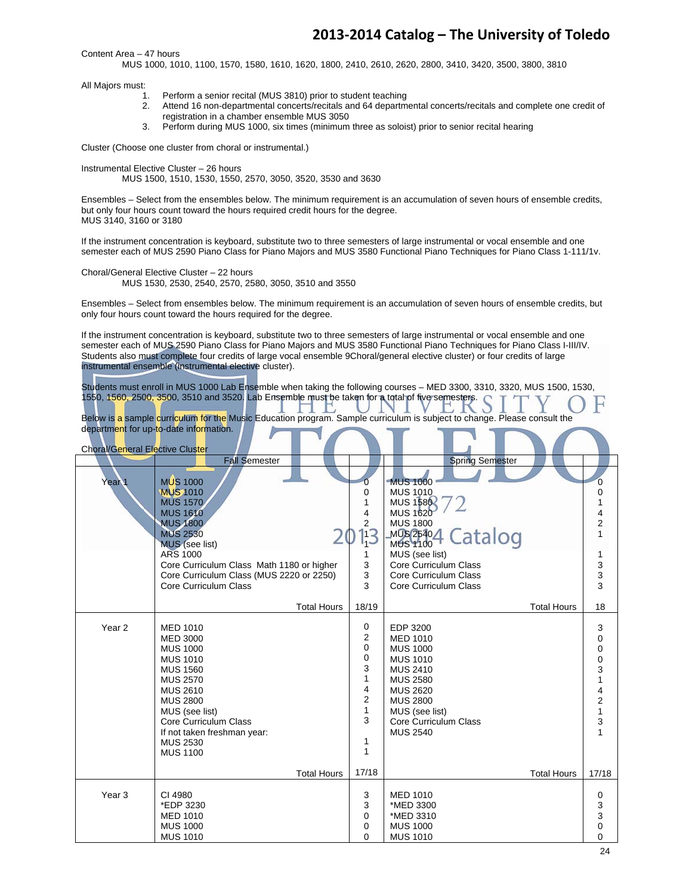Content Area – 47 hours

MUS 1000, 1010, 1100, 1570, 1580, 1610, 1620, 1800, 2410, 2610, 2620, 2800, 3410, 3420, 3500, 3800, 3810

All Majors must:

1. Perform a senior recital (MUS 3810) prior to student teaching
2. Attend 16 non-departmental concerts/recitals and 64 departmental concerts/recitals and complete one credit of registration in a chamber ensemble MUS 3050
3. Perform during MUS 1000, six times (minimum three as soloist) prior to senior recital hearing

Cluster (Choose one cluster from choral or instrumental.)

Instrumental Elective Cluster – 26 hours

MUS 1500, 1510, 1530, 1550, 2570, 3050, 3520, 3530 and 3630

Ensembles – Select from the ensembles below. The minimum requirement is an accumulation of seven hours of ensemble credits, but only four hours count toward the hours required credit hours for the degree.
MUS 3140, 3160 or 3180

If the instrument concentration is keyboard, substitute two to three semesters of large instrumental or vocal ensemble and one semester each of MUS 2590 Piano Class for Piano Majors and MUS 3580 Functional Piano Techniques for Piano Class 1-111/1v.

Choral/General Elective Cluster – 22 hours

MUS 1530, 2530, 2540, 2570, 2580, 3050, 3510 and 3550

Ensembles – Select from ensembles below. The minimum requirement is an accumulation of seven hours of ensemble credits, but only four hours count toward the hours required for the degree.

If the instrument concentration is keyboard, substitute two to three semesters of large instrumental or vocal ensemble and one semester each of MUS 2590 Piano Class for Piano Majors and MUS 3580 Functional Piano Techniques for Piano Class I-III/IV. Students also must complete four credits of large vocal ensemble 9Choral/general elective cluster) or four credits of large instrumental ensemble (instrumental elective cluster).

Students must enroll in MUS 1000 Lab Ensemble when taking the following courses – MED 3300, 3310, 3320, MUS 1500, 1530, 1550, 1560, 2500, 3500, 3510 and 3520. Lab Ensemble must be taken for a total of five semesters.

Below is a sample curriculum for the Music Education program. Sample curriculum is subject to change. Please consult the department for up-to-date information.

Choral/General Elective Cluster

| | Fall Semester | | Spring Semester | |
|---|---|---|---|---|
| Year 1 | MUS 1000 | 0 | MUS 1000 | 0 |
| | MUS 1010 | 0 | MUS 1010 | 0 |
| | MUS 1570 | 1 | MUS 1580 | 1 |
| | MUS 1610 | 4 | MUS 1620 | 4 |
| | MUS 1800 | 2 | MUS 1800 | 2 |
| | MUS 2530 | 1 | MUS 2540 | 1 |
| | MUS (see list) | 1 | MUS 1100 | |
| | ARS 1000 | 1 | MUS (see list) | 1 |
| | Core Curriculum Class Math 1180 or higher | 3 | Core Curriculum Class | 3 |
| | Core Curriculum Class (MUS 2220 or 2250) | 3 | Core Curriculum Class | 3 |
| | Core Curriculum Class | 3 | Core Curriculum Class | 3 |
| | Total Hours | 18/19 | Total Hours | 18 |
| Year 2 | MED 1010 | 0 | EDP 3200 | 3 |
| | MED 3000 | 2 | MED 1010 | 0 |
| | MUS 1000 | 0 | MUS 1000 | 0 |
| | MUS 1010 | 0 | MUS 1010 | 0 |
| | MUS 1560 | 3 | MUS 2410 | 3 |
| | MUS 2570 | 1 | MUS 2580 | 1 |
| | MUS 2610 | 4 | MUS 2620 | 4 |
| | MUS 2800 | 2 | MUS 2800 | 2 |
| | MUS (see list) | 1 | MUS (see list) | 1 |
| | Core Curriculum Class | 3 | Core Curriculum Class | 3 |
| | If not taken freshman year: | | MUS 2540 | 1 |
| | MUS 2530 | 1 | | |
| | MUS 1100 | 1 | | |
| | Total Hours | 17/18 | Total Hours | 17/18 |
| Year 3 | CI 4980 | 3 | MED 1010 | 0 |
| | *EDP 3230 | 3 | *MED 3300 | 3 |
| | MED 1010 | 0 | *MED 3310 | 3 |
| | MUS 1000 | 0 | MUS 1000 | 0 |
| | MUS 1010 | 0 | MUS 1010 | 0 |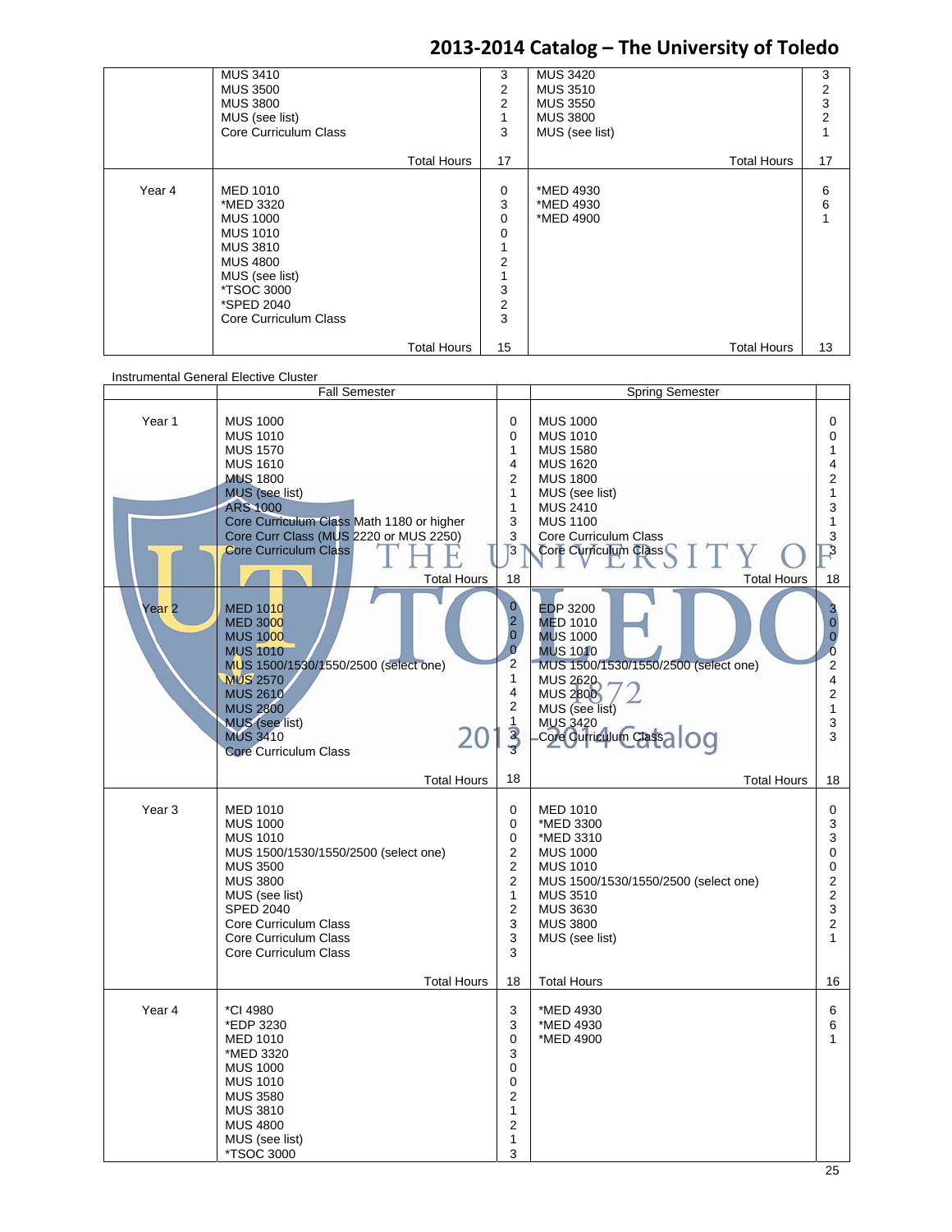| | | | | |
|---|---|---|---|---|
| | MUS 3410<br>MUS 3500<br>MUS 3800<br>MUS (see list)<br>Core Curriculum Class | 3<br>2<br>2<br>1<br>3 | MUS 3420<br>MUS 3510<br>MUS 3550<br>MUS 3800<br>MUS (see list) | 3<br>2<br>3<br>2<br>1 |
| | Total Hours | 17 | Total Hours | 17 |
| Year 4 | MED 1010<br>*MED 3320<br>MUS 1000<br>MUS 1010<br>MUS 3810<br>MUS 4800<br>MUS (see list)<br>*TSOC 3000<br>*SPED 2040<br>Core Curriculum Class | 0<br>3<br>0<br>0<br>1<br>2<br>1<br>3<br>2<br>3 | *MED 4930<br>*MED 4930<br>*MED 4900 | 6<br>6<br>1 |
| | Total Hours | 15 | Total Hours | 13 |

Instrumental General Elective Cluster

| | Fall Semester | | Spring Semester | |
|---|---|---|---|---|
| Year 1 | MUS 1000<br>MUS 1010<br>MUS 1570<br>MUS 1610<br>MUS 1800<br>MUS (see list)<br>ARS 1000<br>Core Curriculum Class Math 1180 or higher<br>Core Curr Class (MUS 2220 or MUS 2250)<br>Core Curriculum Class | 0<br>0<br>1<br>4<br>2<br>1<br>1<br>3<br>3<br>3 | MUS 1000<br>MUS 1010<br>MUS 1580<br>MUS 1620<br>MUS 1800<br>MUS (see list)<br>MUS 2410<br>MUS 1100<br>Core Curriculum Class<br>Core Curriculum Class | 0<br>0<br>1<br>4<br>2<br>1<br>3<br>1<br>3<br>3 |
| | Total Hours | 18 | Total Hours | 18 |
| Year 2 | MED 1010<br>MED 3000<br>MUS 1000<br>MUS 1010<br>MUS 1500/1530/1550/2500 (select one)<br>MUS 2570<br>MUS 2610<br>MUS 2800<br>MUS (see list)<br>MUS 3410<br>Core Curriculum Class | 0<br>2<br>0<br>0<br>2<br>1<br>4<br>2<br>1<br>3<br>3 | EDP 3200<br>MED 1010<br>MUS 1000<br>MUS 1010<br>MUS 1500/1530/1550/2500 (select one)<br>MUS 2620<br>MUS 2800<br>MUS (see list)<br>MUS 3420<br>Core Curriculum Class | 3<br>0<br>0<br>0<br>2<br>4<br>2<br>1<br>3<br>3 |
| | Total Hours | 18 | Total Hours | 18 |
| Year 3 | MED 1010<br>MUS 1000<br>MUS 1010<br>MUS 1500/1530/1550/2500 (select one)<br>MUS 3500<br>MUS 3800<br>MUS (see list)<br>SPED 2040<br>Core Curriculum Class<br>Core Curriculum Class<br>Core Curriculum Class | 0<br>0<br>0<br>2<br>2<br>2<br>1<br>2<br>3<br>3<br>3 | MED 1010<br>*MED 3300<br>*MED 3310<br>MUS 1000<br>MUS 1010<br>MUS 1500/1530/1550/2500 (select one)<br>MUS 3510<br>MUS 3630<br>MUS 3800<br>MUS (see list) | 0<br>3<br>3<br>0<br>0<br>2<br>2<br>3<br>2<br>1 |
| | Total Hours | 18 | Total Hours | 16 |
| Year 4 | *CI 4980<br>*EDP 3230<br>MED 1010<br>*MED 3320<br>MUS 1000<br>MUS 1010<br>MUS 3580<br>MUS 3810<br>MUS 4800<br>MUS (see list)<br>*TSOC 3000 | 3<br>3<br>0<br>3<br>0<br>0<br>2<br>1<br>2<br>1<br>3 | *MED 4930<br>*MED 4930<br>*MED 4900 | 6<br>6<br>1 |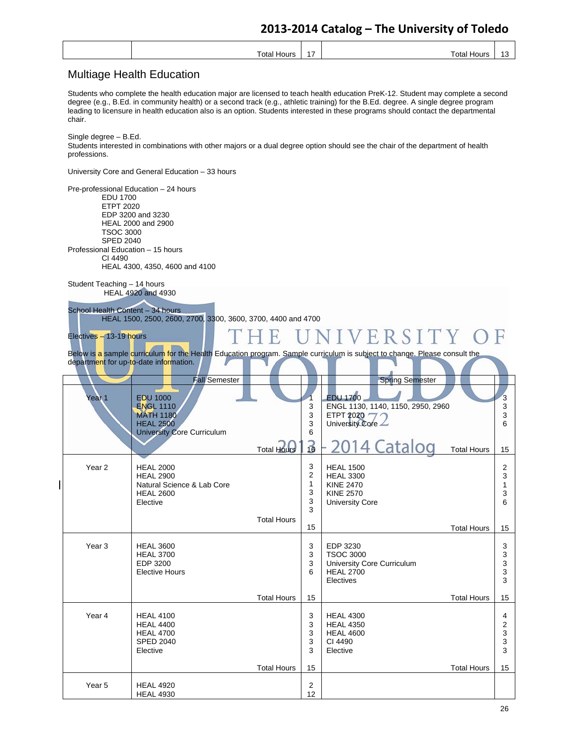| | | Total Hours | 17 | Total Hours | 13 |
|---|---|---|---|---|---|

## Multiage Health Education

Students who complete the health education major are licensed to teach health education PreK-12. Student may complete a second degree (e.g., B.Ed. in community health) or a second track (e.g., athletic training) for the B.Ed. degree. A single degree program leading to licensure in health education also is an option. Students interested in these programs should contact the departmental chair.

Single degree – B.Ed.
Students interested in combinations with other majors or a dual degree option should see the chair of the department of health professions.

University Core and General Education – 33 hours

Pre-professional Education – 24 hours
- EDU 1700
- ETPT 2020
- EDP 3200 and 3230
- HEAL 2000 and 2900
- TSOC 3000
- SPED 2040

Professional Education – 15 hours
- CI 4490
- HEAL 4300, 4350, 4600 and 4100

Student Teaching – 14 hours
- HEAL 4920 and 4930

School Health Content – 34 hours
- HEAL 1500, 2500, 2600, 2700, 3300, 3600, 3700, 4400 and 4700

Electives – 13-19 hours

Below is a sample curriculum for the Health Education program. Sample curriculum is subject to change. Please consult the department for up-to-date information.

| | Fall Semester | | Spring Semester | |
|---|---|---|---|---|
| Year 1 | EDU 1000<br>ENGL 1110<br>MATH 1180<br>HEAL 2500<br>University Core Curriculum | 1<br>3<br>3<br>3<br>6 | EDU 1700<br>ENGL 1130, 1140, 1150, 2950, 2960<br>ETPT 2020<br>University Core | 3<br>3<br>3<br>6 |
| | Total Hours | 16 | Total Hours | 15 |
| Year 2 | HEAL 2000<br>HEAL 2900<br>Natural Science & Lab Core<br>HEAL 2600<br>Elective | 3<br>2<br>1<br>3<br>3<br>3 | HEAL 1500<br>HEAL 3300<br>KINE 2470<br>KINE 2570<br>University Core | 2<br>3<br>1<br>3<br>6 |
| | Total Hours | 15 | Total Hours | 15 |
| Year 3 | HEAL 3600<br>HEAL 3700<br>EDP 3200<br>Elective Hours | 3<br>3<br>3<br>6 | EDP 3230<br>TSOC 3000<br>University Core Curriculum<br>HEAL 2700<br>Electives | 3<br>3<br>3<br>3<br>3 |
| | Total Hours | 15 | Total Hours | 15 |
| Year 4 | HEAL 4100<br>HEAL 4400<br>HEAL 4700<br>SPED 2040<br>Elective | 3<br>3<br>3<br>3<br>3 | HEAL 4300<br>HEAL 4350<br>HEAL 4600<br>CI 4490<br>Elective | 4<br>2<br>3<br>3<br>3 |
| | Total Hours | 15 | Total Hours | 15 |
| Year 5 | HEAL 4920<br>HEAL 4930 | 2<br>12 | | |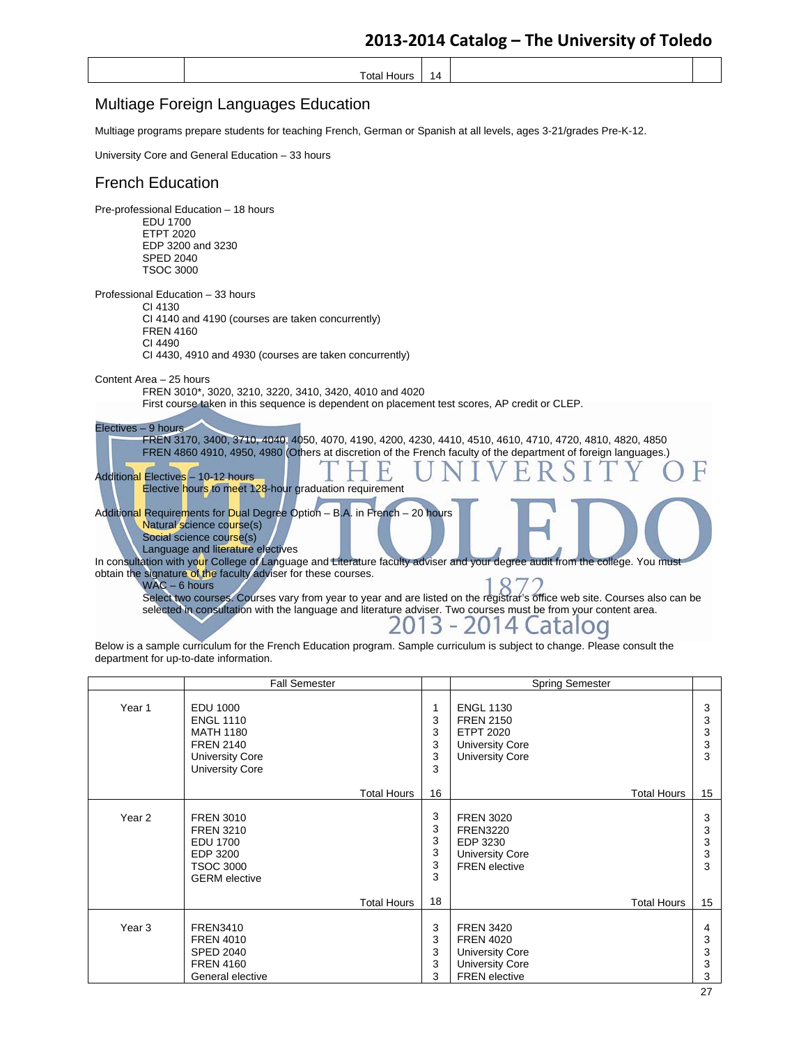| | | | | |
|---|---|---|---|---|
| | Total Hours | 14 | | |

## Multiage Foreign Languages Education

Multiage programs prepare students for teaching French, German or Spanish at all levels, ages 3-21/grades Pre-K-12.

University Core and General Education – 33 hours

## French Education

Pre-professional Education – 18 hours
- EDU 1700
- ETPT 2020
- EDP 3200 and 3230
- SPED 2040
- TSOC 3000

Professional Education – 33 hours
- CI 4130
- CI 4140 and 4190 (courses are taken concurrently)
- FREN 4160
- CI 4490
- CI 4430, 4910 and 4930 (courses are taken concurrently)

Content Area – 25 hours
- FREN 3010*, 3020, 3210, 3220, 3410, 3420, 4010 and 4020
- First course taken in this sequence is dependent on placement test scores, AP credit or CLEP.

Electives – 9 hours
- FREN 3170, 3400, 3710, 4040, 4050, 4070, 4190, 4200, 4230, 4410, 4510, 4610, 4710, 4720, 4810, 4820, 4850
- FREN 4860 4910, 4950, 4980 (Others at discretion of the French faculty of the department of foreign languages.)

Additional Electives – 10-12 hours
- Elective hours to meet 128-hour graduation requirement

Additional Requirements for Dual Degree Option – B.A. in French – 20 hours
- Natural science course(s)
- Social science course(s)
- Language and literature electives

In consultation with your College of Language and Literature faculty adviser and your degree audit from the college. You must obtain the signature of the faculty adviser for these courses.
- WAC – 6 hours
- Select two courses. Courses vary from year to year and are listed on the registrar's office web site. Courses also can be selected in consultation with the language and literature adviser. Two courses must be from your content area.

Below is a sample curriculum for the French Education program. Sample curriculum is subject to change. Please consult the department for up-to-date information.

| | Fall Semester | | Spring Semester | |
|---|---|---|---|---|
| Year 1 | EDU 1000 | 1 | ENGL 1130 | 3 |
| | ENGL 1110 | 3 | FREN 2150 | 3 |
| | MATH 1180 | 3 | ETPT 2020 | 3 |
| | FREN 2140 | 3 | University Core | 3 |
| | University Core | 3 | University Core | 3 |
| | University Core | 3 | | |
| | Total Hours | 16 | Total Hours | 15 |
| Year 2 | FREN 3010 | 3 | FREN 3020 | 3 |
| | FREN 3210 | 3 | FREN3220 | 3 |
| | EDU 1700 | 3 | EDP 3230 | 3 |
| | EDP 3200 | 3 | University Core | 3 |
| | TSOC 3000 | 3 | FREN elective | 3 |
| | GERM elective | 3 | | |
| | Total Hours | 18 | Total Hours | 15 |
| Year 3 | FREN3410 | 3 | FREN 3420 | 4 |
| | FREN 4010 | 3 | FREN 4020 | 3 |
| | SPED 2040 | 3 | University Core | 3 |
| | FREN 4160 | 3 | University Core | 3 |
| | General elective | 3 | FREN elective | 3 |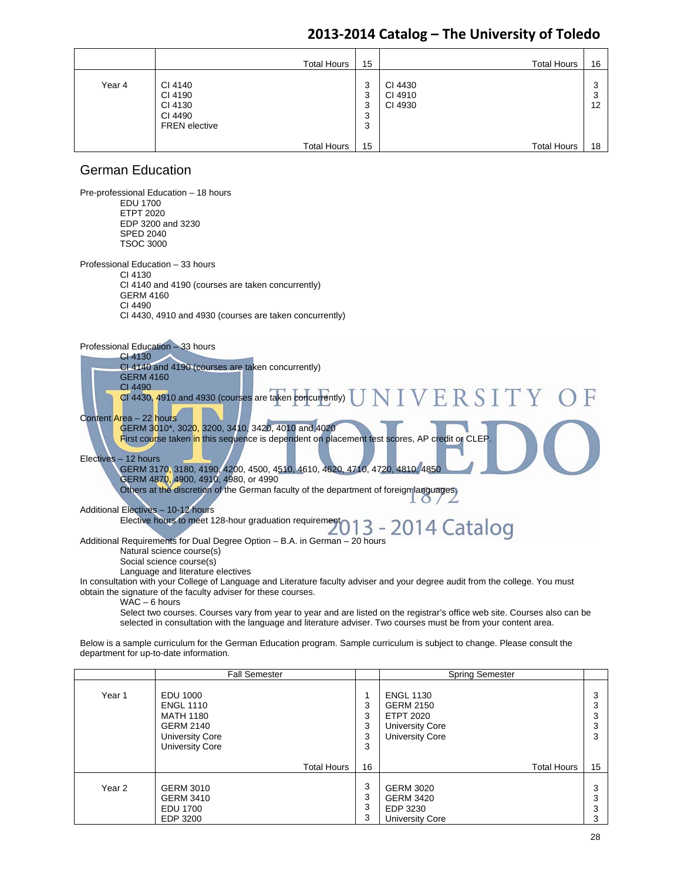| | | | | |
|---|---|---|---|---|
| | Total Hours | 15 | Total Hours | 16 |
| Year 4 | CI 4140<br>CI 4190<br>CI 4130<br>CI 4490<br>FREN elective | 3<br>3<br>3<br>3<br>3 | CI 4430<br>CI 4910<br>CI 4930 | 3<br>3<br>12 |
| | Total Hours | 15 | Total Hours | 18 |

## German Education

Pre-professional Education – 18 hours
- EDU 1700
- ETPT 2020
- EDP 3200 and 3230
- SPED 2040
- TSOC 3000

Professional Education – 33 hours
- CI 4130
- CI 4140 and 4190 (courses are taken concurrently)
- GERM 4160
- CI 4490
- CI 4430, 4910 and 4930 (courses are taken concurrently)

Professional Education – 33 hours
- CI 4130
- CI 4140 and 4190 (courses are taken concurrently)
- GERM 4160
- CI 4490
- CI 4430, 4910 and 4930 (courses are taken concurrently)

Content Area – 22 hours
- GERM 3010*, 3020, 3200, 3410, 3420, 4010 and 4020
- First course taken in this sequence is dependent on placement test scores, AP credit or CLEP.

Electives – 12 hours
- GERM 3170, 3180, 4190, 4200, 4500, 4510, 4610, 4620, 4710, 4720, 4810, 4850
- GERM 4870, 4900, 4910, 4980, or 4990
- Others at the discretion of the German faculty of the department of foreign languages.

Additional Electives – 10-12 hours
- Elective hours to meet 128-hour graduation requirement

Additional Requirements for Dual Degree Option – B.A. in German – 20 hours
- Natural science course(s)
- Social science course(s)
- Language and literature electives

In consultation with your College of Language and Literature faculty adviser and your degree audit from the college. You must obtain the signature of the faculty adviser for these courses.

- WAC – 6 hours

  Select two courses. Courses vary from year to year and are listed on the registrar's office web site. Courses also can be selected in consultation with the language and literature adviser. Two courses must be from your content area.

Below is a sample curriculum for the German Education program. Sample curriculum is subject to change. Please consult the department for up-to-date information.

| | Fall Semester | | Spring Semester | |
|---|---|---|---|---|
| Year 1 | EDU 1000<br>ENGL 1110<br>MATH 1180<br>GERM 2140<br>University Core<br>University Core | 1<br>3<br>3<br>3<br>3<br>3 | ENGL 1130<br>GERM 2150<br>ETPT 2020<br>University Core<br>University Core | 3<br>3<br>3<br>3<br>3 |
| | Total Hours | 16 | Total Hours | 15 |
| Year 2 | GERM 3010<br>GERM 3410<br>EDU 1700<br>EDP 3200 | 3<br>3<br>3<br>3 | GERM 3020<br>GERM 3420<br>EDP 3230<br>University Core | 3<br>3<br>3<br>3 |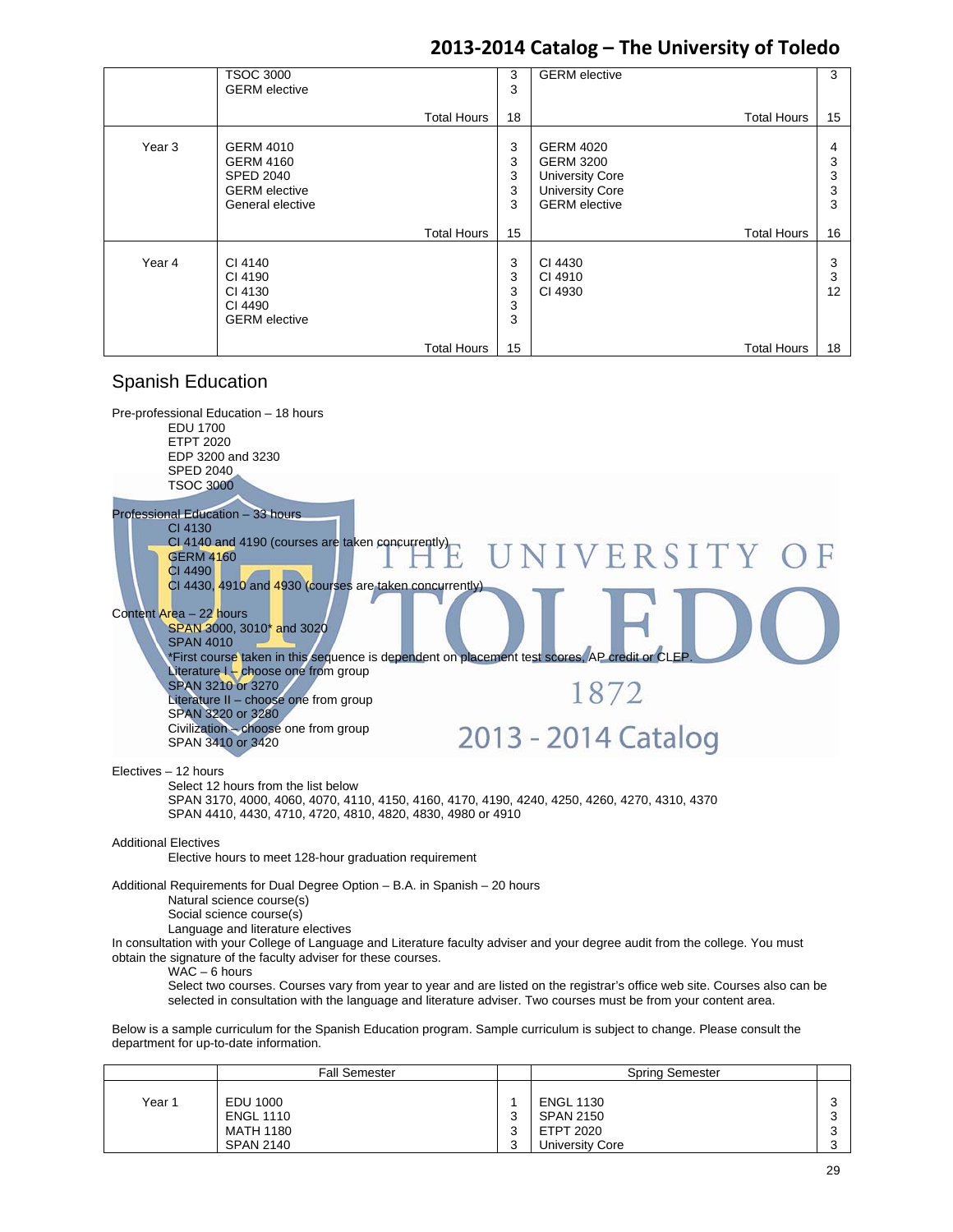| | | | | |
|---|---|---|---|---|
| | TSOC 3000<br>GERM elective | 3<br>3 | GERM elective | 3 |
| | Total Hours | 18 | Total Hours | 15 |
| Year 3 | GERM 4010<br>GERM 4160<br>SPED 2040<br>GERM elective<br>General elective | 3<br>3<br>3<br>3<br>3 | GERM 4020<br>GERM 3200<br>University Core<br>University Core<br>GERM elective | 4<br>3<br>3<br>3<br>3 |
| | Total Hours | 15 | Total Hours | 16 |
| Year 4 | CI 4140<br>CI 4190<br>CI 4130<br>CI 4490<br>GERM elective | 3<br>3<br>3<br>3<br>3 | CI 4430<br>CI 4910<br>CI 4930 | 3<br>3<br>12 |
| | Total Hours | 15 | Total Hours | 18 |

## Spanish Education

Pre-professional Education – 18 hours
- EDU 1700
- ETPT 2020
- EDP 3200 and 3230
- SPED 2040
- TSOC 3000

Professional Education – 33 hours
- CI 4130
- CI 4140 and 4190 (courses are taken concurrently)
- GERM 4160
- CI 4490
- CI 4430, 4910 and 4930 (courses are taken concurrently)

Content Area – 22 hours
- SPAN 3000, 3010* and 3020
- SPAN 4010
- *First course taken in this sequence is dependent on placement test scores, AP credit or CLEP.
- Literature I – choose one from group
- SPAN 3210 or 3270
- Literature II – choose one from group
- SPAN 3220 or 3280
- Civilization – choose one from group
- SPAN 3410 or 3420

Electives – 12 hours
- Select 12 hours from the list below
- SPAN 3170, 4000, 4060, 4070, 4110, 4150, 4160, 4170, 4190, 4240, 4250, 4260, 4270, 4310, 4370
- SPAN 4410, 4430, 4710, 4720, 4810, 4820, 4830, 4980 or 4910

Additional Electives
- Elective hours to meet 128-hour graduation requirement

Additional Requirements for Dual Degree Option – B.A. in Spanish – 20 hours
- Natural science course(s)
- Social science course(s)
- Language and literature electives

In consultation with your College of Language and Literature faculty adviser and your degree audit from the college. You must obtain the signature of the faculty adviser for these courses.
- WAC – 6 hours
- Select two courses. Courses vary from year to year and are listed on the registrar's office web site. Courses also can be selected in consultation with the language and literature adviser. Two courses must be from your content area.

Below is a sample curriculum for the Spanish Education program. Sample curriculum is subject to change. Please consult the department for up-to-date information.

| | Fall Semester | | Spring Semester | |
|---|---|---|---|---|
| Year 1 | EDU 1000<br>ENGL 1110<br>MATH 1180<br>SPAN 2140 | 1<br>3<br>3<br>3 | ENGL 1130<br>SPAN 2150<br>ETPT 2020<br>University Core | 3<br>3<br>3<br>3 |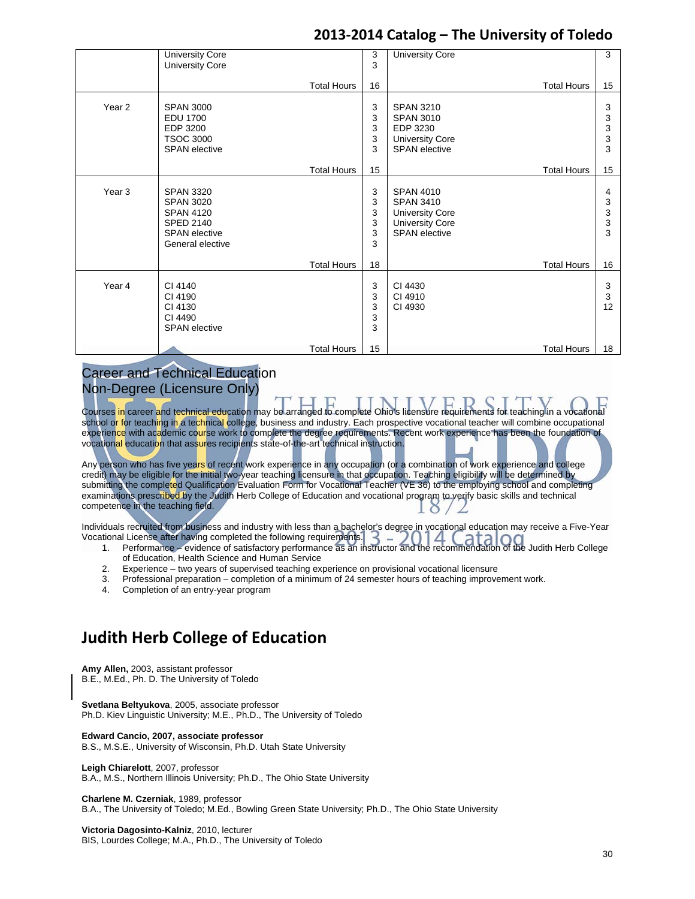| | | | | |
|---|---|---|---|---|
| | University Core<br>University Core | 3<br>3 | University Core | 3 |
| | Total Hours | 16 | Total Hours | 15 |
| Year 2 | SPAN 3000<br>EDU 1700<br>EDP 3200<br>TSOC 3000<br>SPAN elective | 3<br>3<br>3<br>3<br>3 | SPAN 3210<br>SPAN 3010<br>EDP 3230<br>University Core<br>SPAN elective | 3<br>3<br>3<br>3<br>3 |
| | Total Hours | 15 | Total Hours | 15 |
| Year 3 | SPAN 3320<br>SPAN 3020<br>SPAN 4120<br>SPED 2140<br>SPAN elective<br>General elective | 3<br>3<br>3<br>3<br>3<br>3 | SPAN 4010<br>SPAN 3410<br>University Core<br>University Core<br>SPAN elective | 4<br>3<br>3<br>3<br>3 |
| | Total Hours | 18 | Total Hours | 16 |
| Year 4 | CI 4140<br>CI 4190<br>CI 4130<br>CI 4490<br>SPAN elective | 3<br>3<br>3<br>3<br>3 | CI 4430<br>CI 4910<br>CI 4930 | 3<br>3<br>12 |
| | Total Hours | 15 | Total Hours | 18 |

## Career and Technical Education
## Non-Degree (Licensure Only)

Courses in career and technical education may be arranged to complete Ohio's licensure requirements for teaching in a vocational school or for teaching in a technical college, business and industry. Each prospective vocational teacher will combine occupational experience with academic course work to complete the degree requirements. Recent work experience has been the foundation of vocational education that assures recipients state-of-the-art technical instruction.

Any person who has five years of recent work experience in any occupation (or a combination of work experience and college credit) may be eligible for the initial two-year teaching licensure in that occupation. Teaching eligibility will be determined by submitting the completed Qualification Evaluation Form for Vocational Teacher (VE 36) to the employing school and completing examinations prescribed by the Judith Herb College of Education and vocational program to verify basic skills and technical competence in the teaching field.

Individuals recruited from business and industry with less than a bachelor's degree in vocational education may receive a Five-Year Vocational License after having completed the following requirements:

1. Performance – evidence of satisfactory performance as an instructor and the recommendation of the Judith Herb College of Education, Health Science and Human Service
2. Experience – two years of supervised teaching experience on provisional vocational licensure
3. Professional preparation – completion of a minimum of 24 semester hours of teaching improvement work.
4. Completion of an entry-year program

# Judith Herb College of Education

**Amy Allen,** 2003, assistant professor
B.E., M.Ed., Ph. D. The University of Toledo

**Svetlana Beltyukova**, 2005, associate professor
Ph.D. Kiev Linguistic University; M.E., Ph.D., The University of Toledo

**Edward Cancio, 2007, associate professor**
B.S., M.S.E., University of Wisconsin, Ph.D. Utah State University

**Leigh Chiarelott**, 2007, professor
B.A., M.S., Northern Illinois University; Ph.D., The Ohio State University

**Charlene M. Czerniak**, 1989, professor
B.A., The University of Toledo; M.Ed., Bowling Green State University; Ph.D., The Ohio State University

**Victoria Dagosinto-Kalniz**, 2010, lecturer
BIS, Lourdes College; M.A., Ph.D., The University of Toledo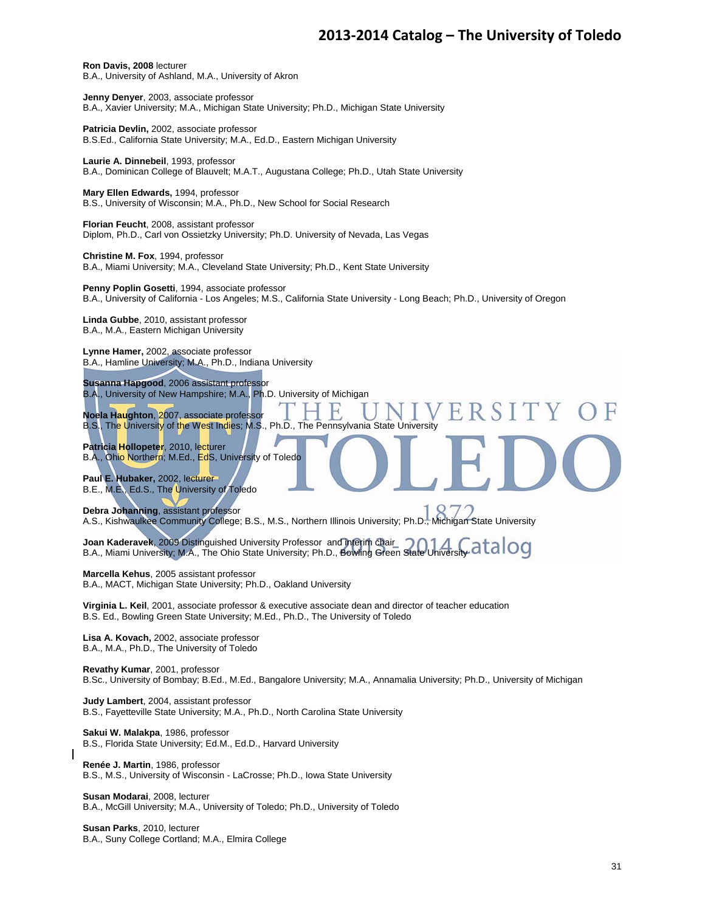**Ron Davis, 2008** lecturer
B.A., University of Ashland, M.A., University of Akron

**Jenny Denyer**, 2003, associate professor
B.A., Xavier University; M.A., Michigan State University; Ph.D., Michigan State University

**Patricia Devlin,** 2002, associate professor
B.S.Ed., California State University; M.A., Ed.D., Eastern Michigan University

**Laurie A. Dinnebeil**, 1993, professor
B.A., Dominican College of Blauvelt; M.A.T., Augustana College; Ph.D., Utah State University

**Mary Ellen Edwards,** 1994, professor
B.S., University of Wisconsin; M.A., Ph.D., New School for Social Research

**Florian Feucht**, 2008, assistant professor
Diplom, Ph.D., Carl von Ossietzky University; Ph.D. University of Nevada, Las Vegas

**Christine M. Fox**, 1994, professor
B.A., Miami University; M.A., Cleveland State University; Ph.D., Kent State University

**Penny Poplin Gosetti**, 1994, associate professor
B.A., University of California - Los Angeles; M.S., California State University - Long Beach; Ph.D., University of Oregon

**Linda Gubbe**, 2010, assistant professor
B.A., M.A., Eastern Michigan University

**Lynne Hamer,** 2002, associate professor
B.A., Hamline University; M.A., Ph.D., Indiana University

**Susanna Hapgood**, 2006 assistant professor
B.A., University of New Hampshire; M.A., Ph.D. University of Michigan

**Noela Haughton**, 2007, associate professor
B.S., The University of the West Indies; M.S., Ph.D., The Pennsylvania State University

**Patricia Hollopeter**, 2010, lecturer
B.A., Ohio Northern; M.Ed., EdS, University of Toledo

**Paul E. Hubaker,** 2002, lecturer
B.E., M.E., Ed.S., The University of Toledo

**Debra Johanning**, assistant professor
A.S., Kishwaulkee Community College; B.S., M.S., Northern Illinois University; Ph.D., Michigan State University

**Joan Kaderavek**, 2009 Distinguished University Professor and interim chair
B.A., Miami University; M.A., The Ohio State University; Ph.D., Bowling Green State University

**Marcella Kehus**, 2005 assistant professor
B.A., MACT, Michigan State University; Ph.D., Oakland University

**Virginia L. Keil**, 2001, associate professor & executive associate dean and director of teacher education
B.S. Ed., Bowling Green State University; M.Ed., Ph.D., The University of Toledo

**Lisa A. Kovach,** 2002, associate professor
B.A., M.A., Ph.D., The University of Toledo

**Revathy Kumar**, 2001, professor
B.Sc., University of Bombay; B.Ed., M.Ed., Bangalore University; M.A., Annamalia University; Ph.D., University of Michigan

**Judy Lambert**, 2004, assistant professor
B.S., Fayetteville State University; M.A., Ph.D., North Carolina State University

**Sakui W. Malakpa**, 1986, professor
B.S., Florida State University; Ed.M., Ed.D., Harvard University

**Renée J. Martin**, 1986, professor
B.S., M.S., University of Wisconsin - LaCrosse; Ph.D., Iowa State University

**Susan Modarai**, 2008, lecturer
B.A., McGill University; M.A., University of Toledo; Ph.D., University of Toledo

**Susan Parks**, 2010, lecturer
B.A., Suny College Cortland; M.A., Elmira College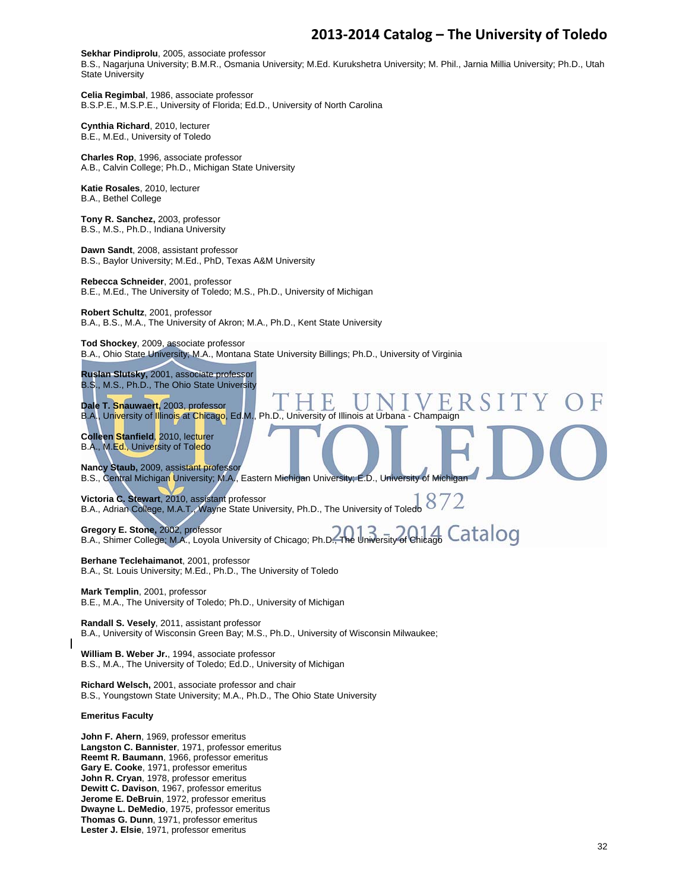**Sekhar Pindiprolu**, 2005, associate professor
B.S., Nagarjuna University; B.M.R., Osmania University; M.Ed. Kurukshetra University; M. Phil., Jarnia Millia University; Ph.D., Utah State University

**Celia Regimbal**, 1986, associate professor
B.S.P.E., M.S.P.E., University of Florida; Ed.D., University of North Carolina

**Cynthia Richard**, 2010, lecturer
B.E., M.Ed., University of Toledo

**Charles Rop**, 1996, associate professor
A.B., Calvin College; Ph.D., Michigan State University

**Katie Rosales**, 2010, lecturer
B.A., Bethel College

**Tony R. Sanchez,** 2003, professor
B.S., M.S., Ph.D., Indiana University

**Dawn Sandt**, 2008, assistant professor
B.S., Baylor University; M.Ed., PhD, Texas A&M University

**Rebecca Schneider**, 2001, professor
B.E., M.Ed., The University of Toledo; M.S., Ph.D., University of Michigan

**Robert Schultz**, 2001, professor
B.A., B.S., M.A., The University of Akron; M.A., Ph.D., Kent State University

**Tod Shockey**, 2009, associate professor
B.A., Ohio State University; M.A., Montana State University Billings; Ph.D., University of Virginia

**Ruslan Slutsky,** 2001, associate professor
B.S., M.S., Ph.D., The Ohio State University

**Dale T. Snauwaert,** 2003, professor
B.A., University of Illinois at Chicago, Ed.M., Ph.D., University of Illinois at Urbana - Champaign

**Colleen Stanfield**, 2010, lecturer
B.A., M.Ed., University of Toledo

**Nancy Staub,** 2009, assistant professor
B.S., Central Michigan University; M.A., Eastern Michigan University; E.D., University of Michigan

**Victoria C. Stewart**, 2010, assistant professor
B.A., Adrian College, M.A.T., Wayne State University, Ph.D., The University of Toledo

**Gregory E. Stone,** 2002, professor
B.A., Shimer College; M.A., Loyola University of Chicago; Ph.D., The University of Chicago

**Berhane Teclehaimanot**, 2001, professor
B.A., St. Louis University; M.Ed., Ph.D., The University of Toledo

**Mark Templin**, 2001, professor
B.E., M.A., The University of Toledo; Ph.D., University of Michigan

**Randall S. Vesely**, 2011, assistant professor
B.A., University of Wisconsin Green Bay; M.S., Ph.D., University of Wisconsin Milwaukee;

**William B. Weber Jr.**, 1994, associate professor
B.S., M.A., The University of Toledo; Ed.D., University of Michigan

**Richard Welsch,** 2001, associate professor and chair
B.S., Youngstown State University; M.A., Ph.D., The Ohio State University

**Emeritus Faculty**

**John F. Ahern**, 1969, professor emeritus
**Langston C. Bannister**, 1971, professor emeritus
**Reemt R. Baumann**, 1966, professor emeritus
**Gary E. Cooke**, 1971, professor emeritus
**John R. Cryan**, 1978, professor emeritus
**Dewitt C. Davison**, 1967, professor emeritus
**Jerome E. DeBruin**, 1972, professor emeritus
**Dwayne L. DeMedio**, 1975, professor emeritus
**Thomas G. Dunn**, 1971, professor emeritus
**Lester J. Elsie**, 1971, professor emeritus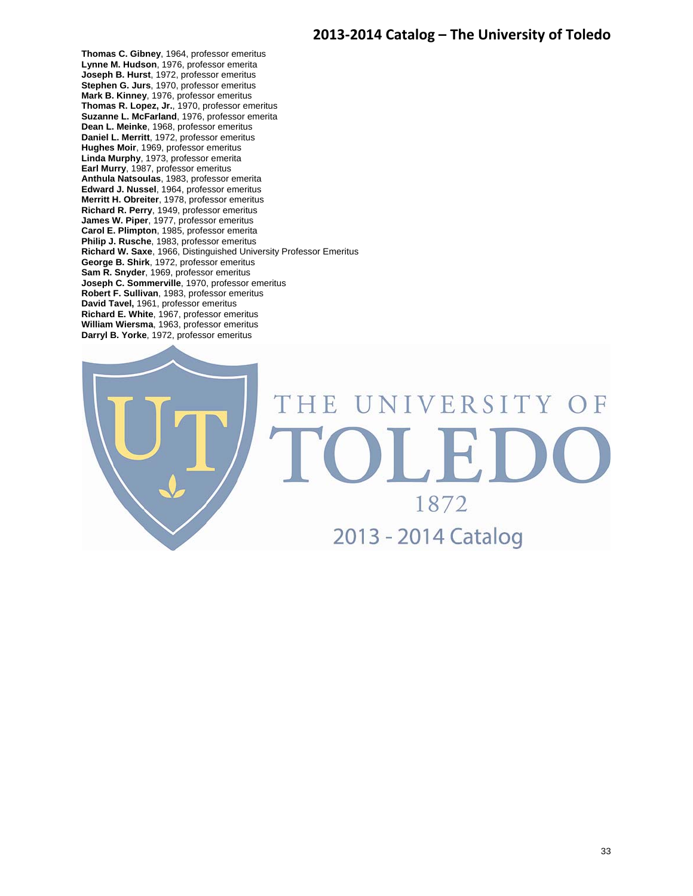**Thomas C. Gibney**, 1964, professor emeritus
**Lynne M. Hudson**, 1976, professor emerita
**Joseph B. Hurst**, 1972, professor emeritus
**Stephen G. Jurs**, 1970, professor emeritus
**Mark B. Kinney**, 1976, professor emeritus
**Thomas R. Lopez, Jr.**, 1970, professor emeritus
**Suzanne L. McFarland**, 1976, professor emerita
**Dean L. Meinke**, 1968, professor emeritus
**Daniel L. Merritt**, 1972, professor emeritus
**Hughes Moir**, 1969, professor emeritus
**Linda Murphy**, 1973, professor emerita
**Earl Murry**, 1987, professor emeritus
**Anthula Natsoulas**, 1983, professor emerita
**Edward J. Nussel**, 1964, professor emeritus
**Merritt H. Obreiter**, 1978, professor emeritus
**Richard R. Perry**, 1949, professor emeritus
**James W. Piper**, 1977, professor emeritus
**Carol E. Plimpton**, 1985, professor emerita
**Philip J. Rusche**, 1983, professor emeritus
**Richard W. Saxe**, 1966, Distinguished University Professor Emeritus
**George B. Shirk**, 1972, professor emeritus
**Sam R. Snyder**, 1969, professor emeritus
**Joseph C. Sommerville**, 1970, professor emeritus
**Robert F. Sullivan**, 1983, professor emeritus
**David Tavel,** 1961, professor emeritus
**Richard E. White**, 1967, professor emeritus
**William Wiersma**, 1963, professor emeritus
**Darryl B. Yorke**, 1972, professor emeritus

THE UNIVERSITY OF TOLEDO
1872
2013 - 2014 Catalog